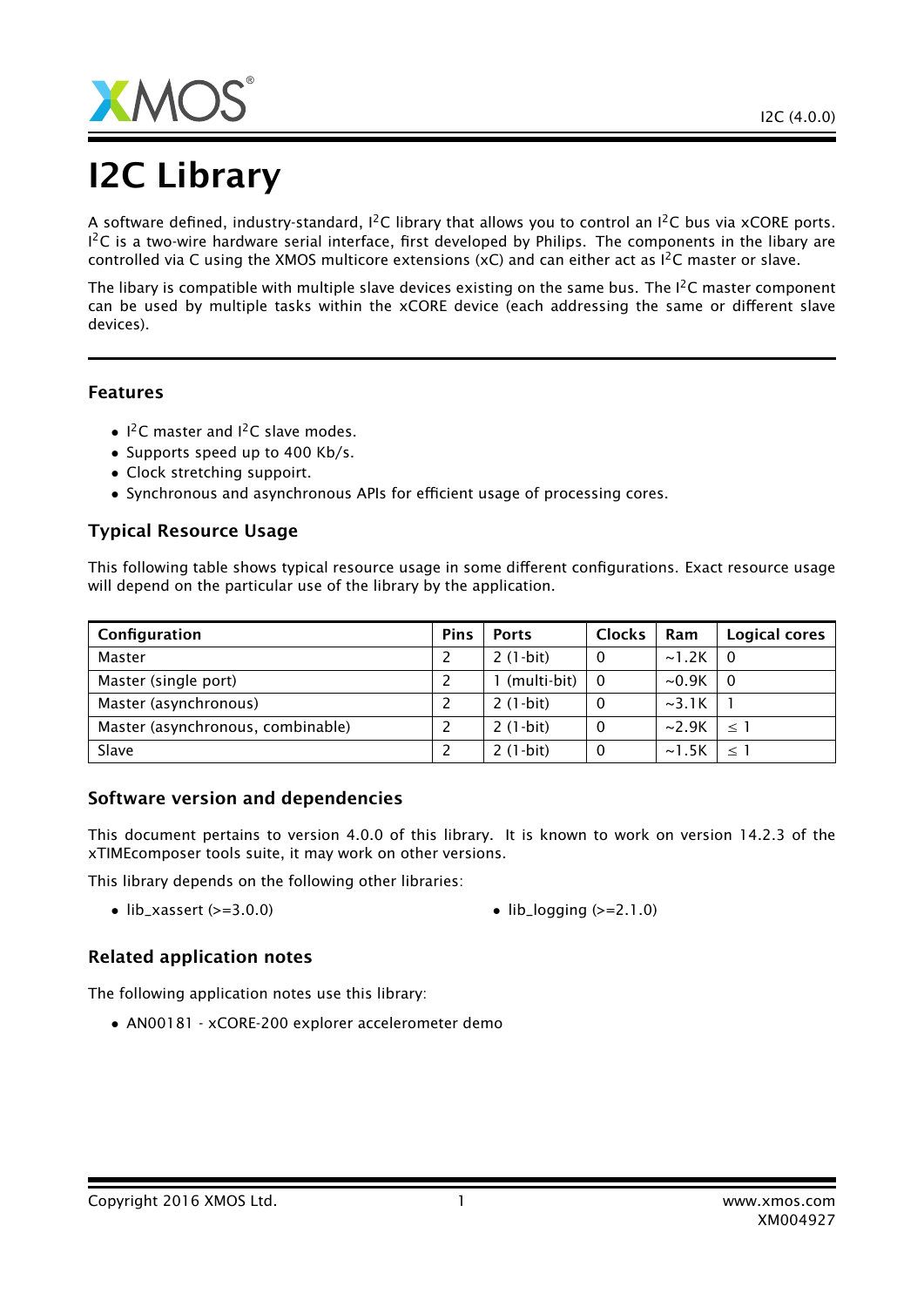# I2C Library

A software defined, industry-standard, I$^2$C library that allows you to control an I$^2$C bus via xCORE ports. I$^2$C is a two-wire hardware serial interface, first developed by Philips. The components in the libary are controlled via C using the XMOS multicore extensions (xC) and can either act as I$^2$C master or slave.

The libary is compatible with multiple slave devices existing on the same bus. The I$^2$C master component can be used by multiple tasks within the xCORE device (each addressing the same or different slave devices).

## Features

- I$^2$C master and I$^2$C slave modes.
- Supports speed up to 400 Kb/s.
- Clock stretching suppoirt.
- Synchronous and asynchronous APIs for efficient usage of processing cores.

## Typical Resource Usage

This following table shows typical resource usage in some different configurations. Exact resource usage will depend on the particular use of the library by the application.

| Configuration | Pins | Ports | Clocks | Ram | Logical cores |
|---|---|---|---|---|---|
| Master | 2 | 2 (1-bit) | 0 | ~1.2K | 0 |
| Master (single port) | 2 | 1 (multi-bit) | 0 | ~0.9K | 0 |
| Master (asynchronous) | 2 | 2 (1-bit) | 0 | ~3.1K | 1 |
| Master (asynchronous, combinable) | 2 | 2 (1-bit) | 0 | ~2.9K | $\leq 1$ |
| Slave | 2 | 2 (1-bit) | 0 | ~1.5K | $\leq 1$ |

## Software version and dependencies

This document pertains to version 4.0.0 of this library. It is known to work on version 14.2.3 of the xTIMEcomposer tools suite, it may work on other versions.

This library depends on the following other libraries:

- lib_xassert (>=3.0.0)
- lib_logging (>=2.1.0)

## Related application notes

The following application notes use this library:

- AN00181 - xCORE-200 explorer accelerometer demo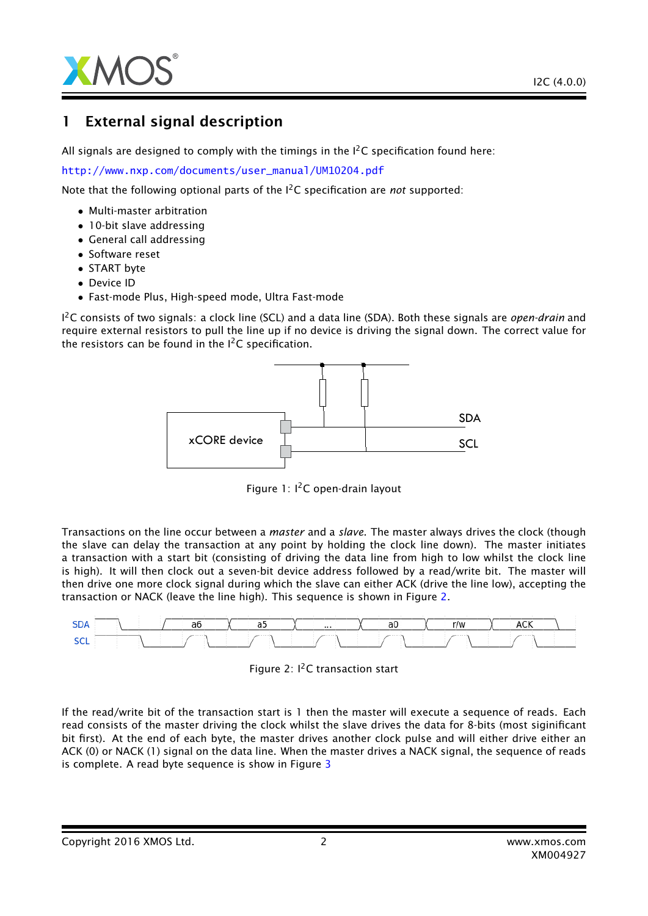# 1 External signal description

All signals are designed to comply with the timings in the I$^2$C specification found here:

http://www.nxp.com/documents/user_manual/UM10204.pdf

Note that the following optional parts of the I$^2$C specification are *not* supported:

- Multi-master arbitration
- 10-bit slave addressing
- General call addressing
- Software reset
- START byte
- Device ID
- Fast-mode Plus, High-speed mode, Ultra Fast-mode

I$^2$C consists of two signals: a clock line (SCL) and a data line (SDA). Both these signals are *open-drain* and require external resistors to pull the line up if no device is driving the signal down. The correct value for the resistors can be found in the I$^2$C specification.

Figure 1: I$^2$C open-drain layout

Transactions on the line occur between a *master* and a *slave*. The master always drives the clock (though the slave can delay the transaction at any point by holding the clock line down). The master initiates a transaction with a start bit (consisting of driving the data line from high to low whilst the clock line is high). It will then clock out a seven-bit device address followed by a read/write bit. The master will then drive one more clock signal during which the slave can either ACK (drive the line low), accepting the transaction or NACK (leave the line high). This sequence is shown in Figure 2.

Figure 2: I$^2$C transaction start

If the read/write bit of the transaction start is 1 then the master will execute a sequence of reads. Each read consists of the master driving the clock whilst the slave drives the data for 8-bits (most siginificant bit first). At the end of each byte, the master drives another clock pulse and will either drive either an ACK (0) or NACK (1) signal on the data line. When the master drives a NACK signal, the sequence of reads is complete. A read byte sequence is show in Figure 3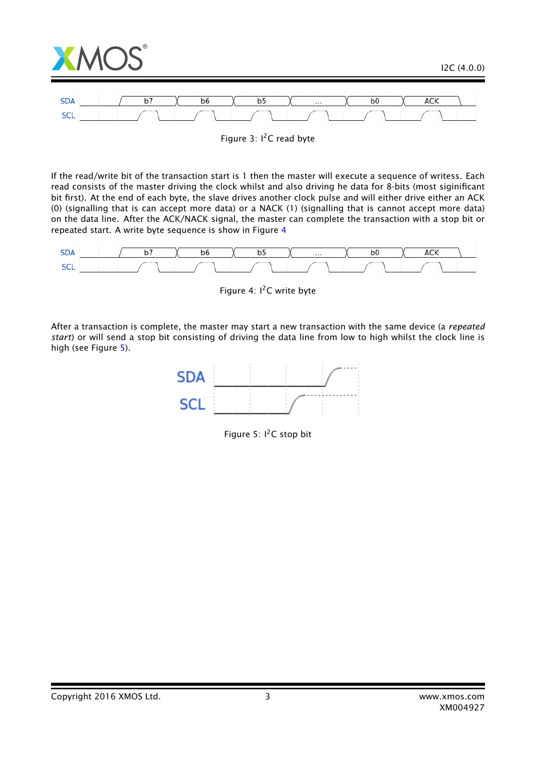| SDA | | b7 | b6 | b5 | ... | b0 | ACK | |
|---|---|---|---|---|---|---|---|---|
| SCL | | | | | | | | |

Figure 3: I$^2$C read byte

If the read/write bit of the transaction start is 1 then the master will execute a sequence of writess. Each read consists of the master driving the clock whilst and also driving he data for 8-bits (most siginificant bit first). At the end of each byte, the slave drives another clock pulse and will either drive either an ACK (0) (signalling that is can accept more data) or a NACK (1) (signalling that is cannot accept more data) on the data line. After the ACK/NACK signal, the master can complete the transaction with a stop bit or repeated start. A write byte sequence is show in Figure 4

| SDA | | b7 | b6 | b5 | ... | b0 | ACK | |
|---|---|---|---|---|---|---|---|---|
| SCL | | | | | | | | |

Figure 4: I$^2$C write byte

After a transaction is complete, the master may start a new transaction with the same device (a *repeated start*) or will send a stop bit consisting of driving the data line from low to high whilst the clock line is high (see Figure 5).

SDA

SCL

Figure 5: I$^2$C stop bit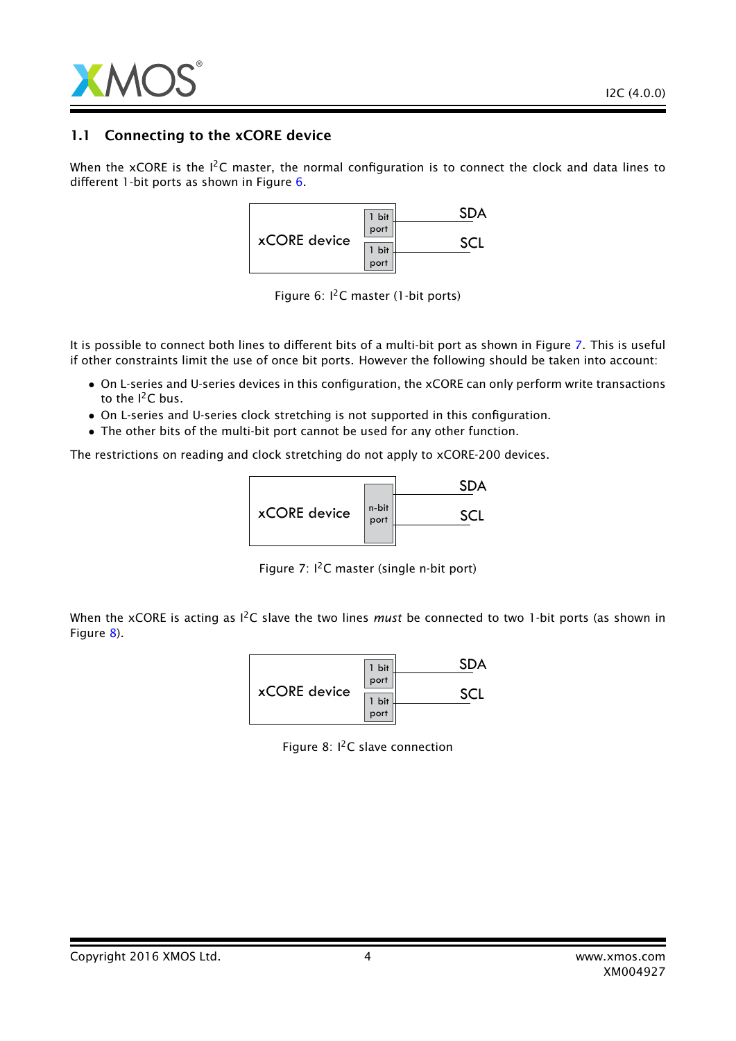## 1.1 Connecting to the xCORE device

When the xCORE is the I$^2$C master, the normal configuration is to connect the clock and data lines to different 1-bit ports as shown in Figure 6.

Figure 6: I$^2$C master (1-bit ports)

It is possible to connect both lines to different bits of a multi-bit port as shown in Figure 7. This is useful if other constraints limit the use of once bit ports. However the following should be taken into account:

- On L-series and U-series devices in this configuration, the xCORE can only perform write transactions to the I$^2$C bus.
- On L-series and U-series clock stretching is not supported in this configuration.
- The other bits of the multi-bit port cannot be used for any other function.

The restrictions on reading and clock stretching do not apply to xCORE-200 devices.

Figure 7: I$^2$C master (single n-bit port)

When the xCORE is acting as I$^2$C slave the two lines *must* be connected to two 1-bit ports (as shown in Figure 8).

Figure 8: I$^2$C slave connection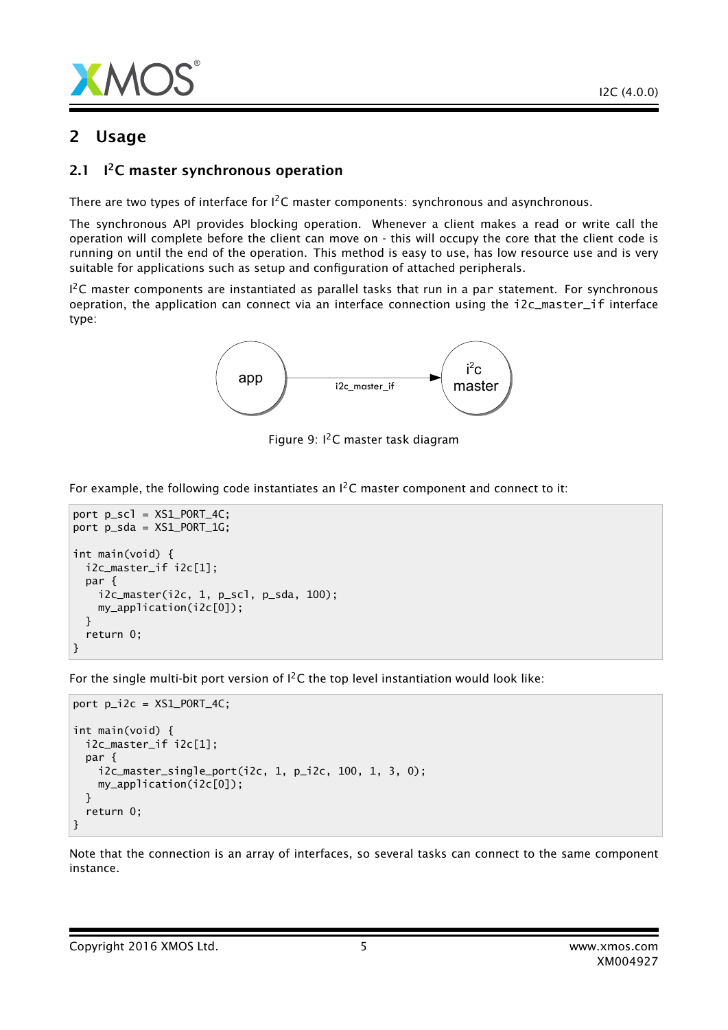## 2 Usage

### 2.1 I²C master synchronous operation

There are two types of interface for I²C master components: synchronous and asynchronous.

The synchronous API provides blocking operation. Whenever a client makes a read or write call the operation will complete before the client can move on - this will occupy the core that the client code is running on until the end of the operation. This method is easy to use, has low resource use and is very suitable for applications such as setup and configuration of attached peripherals.

I²C master components are instantiated as parallel tasks that run in a `par` statement. For synchronous oepration, the application can connect via an interface connection using the `i2c_master_if` interface type:

Figure 9: I²C master task diagram

For example, the following code instantiates an I²C master component and connect to it:

```
port p_scl = XS1_PORT_4C;
port p_sda = XS1_PORT_1G;

int main(void) {
  i2c_master_if i2c[1];
  par {
    i2c_master(i2c, 1, p_scl, p_sda, 100);
    my_application(i2c[0]);
  }
  return 0;
}
```

For the single multi-bit port version of I²C the top level instantiation would look like:

```
port p_i2c = XS1_PORT_4C;

int main(void) {
  i2c_master_if i2c[1];
  par {
    i2c_master_single_port(i2c, 1, p_i2c, 100, 1, 3, 0);
    my_application(i2c[0]);
  }
  return 0;
}
```

Note that the connection is an array of interfaces, so several tasks can connect to the same component instance.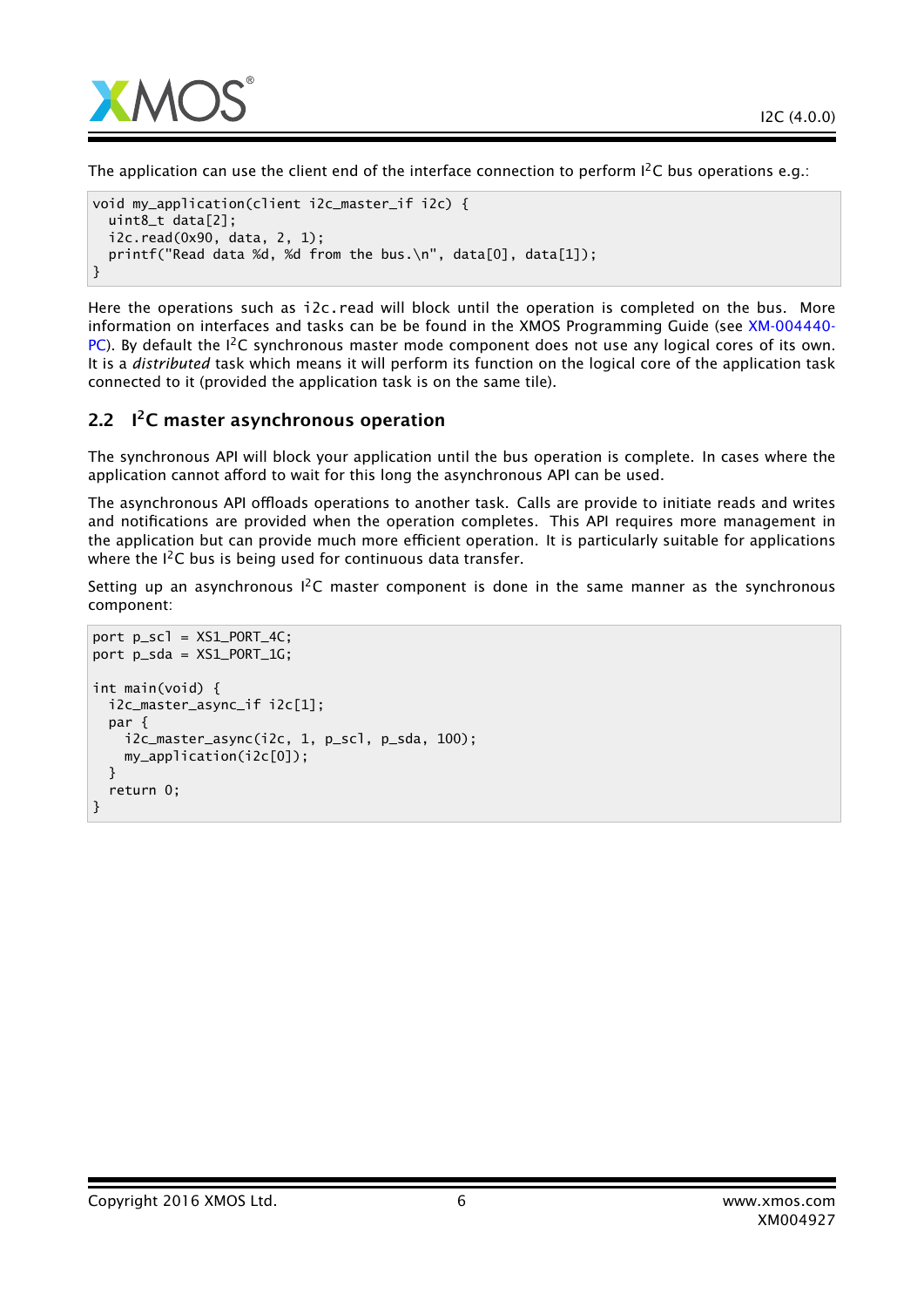The application can use the client end of the interface connection to perform I$^2$C bus operations e.g.:

```
void my_application(client i2c_master_if i2c) {
  uint8_t data[2];
  i2c.read(0x90, data, 2, 1);
  printf("Read data %d, %d from the bus.\n", data[0], data[1]);
}
```

Here the operations such as i2c.read will block until the operation is completed on the bus. More information on interfaces and tasks can be be found in the XMOS Programming Guide (see XM-004440-PC). By default the I$^2$C synchronous master mode component does not use any logical cores of its own. It is a *distributed* task which means it will perform its function on the logical core of the application task connected to it (provided the application task is on the same tile).

## 2.2 I$^2$C master asynchronous operation

The synchronous API will block your application until the bus operation is complete. In cases where the application cannot afford to wait for this long the asynchronous API can be used.

The asynchronous API offloads operations to another task. Calls are provide to initiate reads and writes and notifications are provided when the operation completes. This API requires more management in the application but can provide much more efficient operation. It is particularly suitable for applications where the I$^2$C bus is being used for continuous data transfer.

Setting up an asynchronous I$^2$C master component is done in the same manner as the synchronous component:

```
port p_scl = XS1_PORT_4C;
port p_sda = XS1_PORT_1G;

int main(void) {
  i2c_master_async_if i2c[1];
  par {
    i2c_master_async(i2c, 1, p_scl, p_sda, 100);
    my_application(i2c[0]);
  }
  return 0;
}
```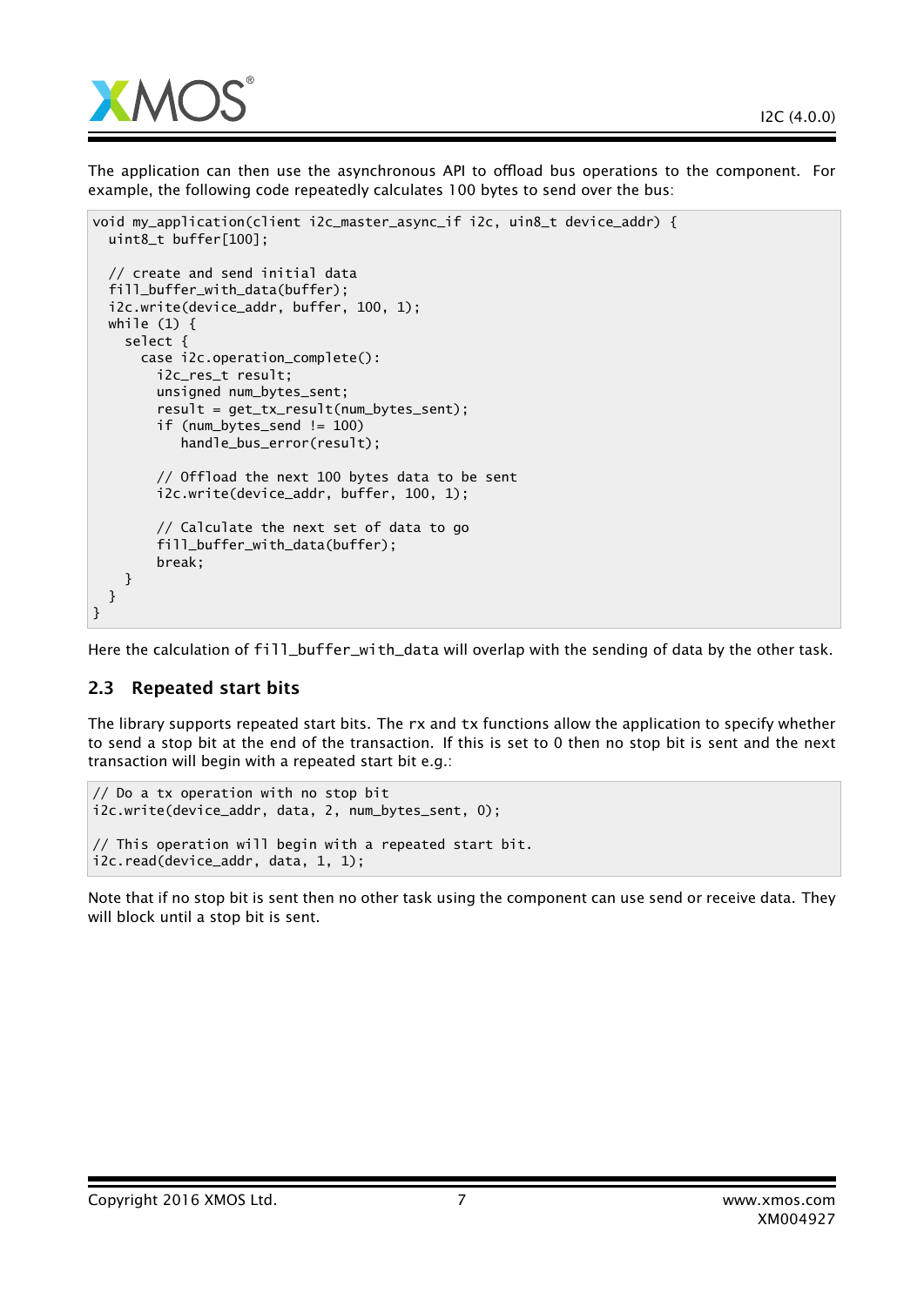The application can then use the asynchronous API to offload bus operations to the component. For example, the following code repeatedly calculates 100 bytes to send over the bus:

```
void my_application(client i2c_master_async_if i2c, uin8_t device_addr) {
  uint8_t buffer[100];

  // create and send initial data
  fill_buffer_with_data(buffer);
  i2c.write(device_addr, buffer, 100, 1);
  while (1) {
    select {
      case i2c.operation_complete():
        i2c_res_t result;
        unsigned num_bytes_sent;
        result = get_tx_result(num_bytes_sent);
        if (num_bytes_send != 100)
           handle_bus_error(result);

        // Offload the next 100 bytes data to be sent
        i2c.write(device_addr, buffer, 100, 1);

        // Calculate the next set of data to go
        fill_buffer_with_data(buffer);
        break;
    }
  }
}
```

Here the calculation of fill_buffer_with_data will overlap with the sending of data by the other task.

## 2.3 Repeated start bits

The library supports repeated start bits. The rx and tx functions allow the application to specify whether to send a stop bit at the end of the transaction. If this is set to 0 then no stop bit is sent and the next transaction will begin with a repeated start bit e.g.:

```
// Do a tx operation with no stop bit
i2c.write(device_addr, data, 2, num_bytes_sent, 0);

// This operation will begin with a repeated start bit.
i2c.read(device_addr, data, 1, 1);
```

Note that if no stop bit is sent then no other task using the component can use send or receive data. They will block until a stop bit is sent.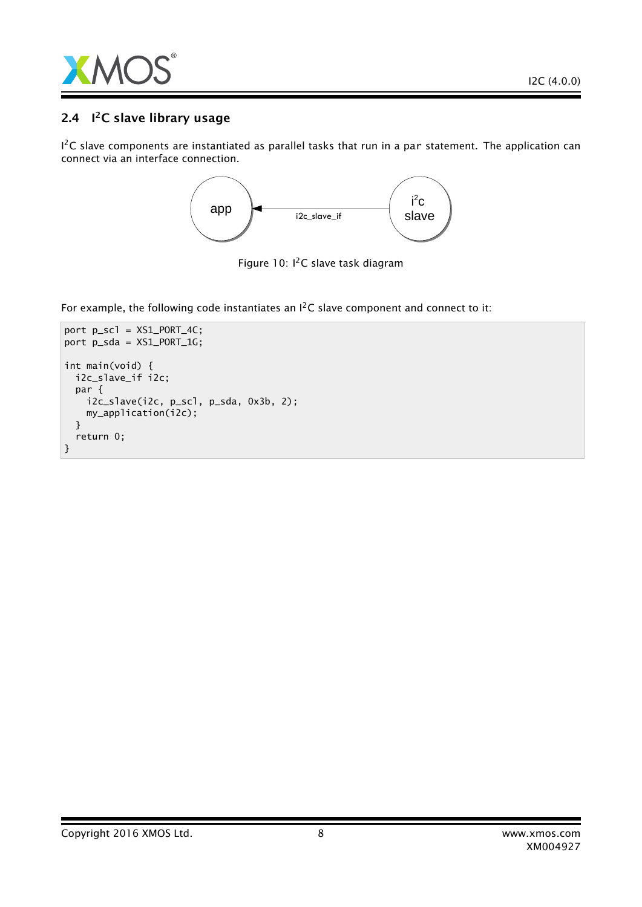## 2.4 I$^2$C slave library usage

I$^2$C slave components are instantiated as parallel tasks that run in a par statement. The application can connect via an interface connection.

Figure 10: I$^2$C slave task diagram

For example, the following code instantiates an I$^2$C slave component and connect to it:

```
port p_scl = XS1_PORT_4C;
port p_sda = XS1_PORT_1G;

int main(void) {
  i2c_slave_if i2c;
  par {
    i2c_slave(i2c, p_scl, p_sda, 0x3b, 2);
    my_application(i2c);
  }
  return 0;
}
```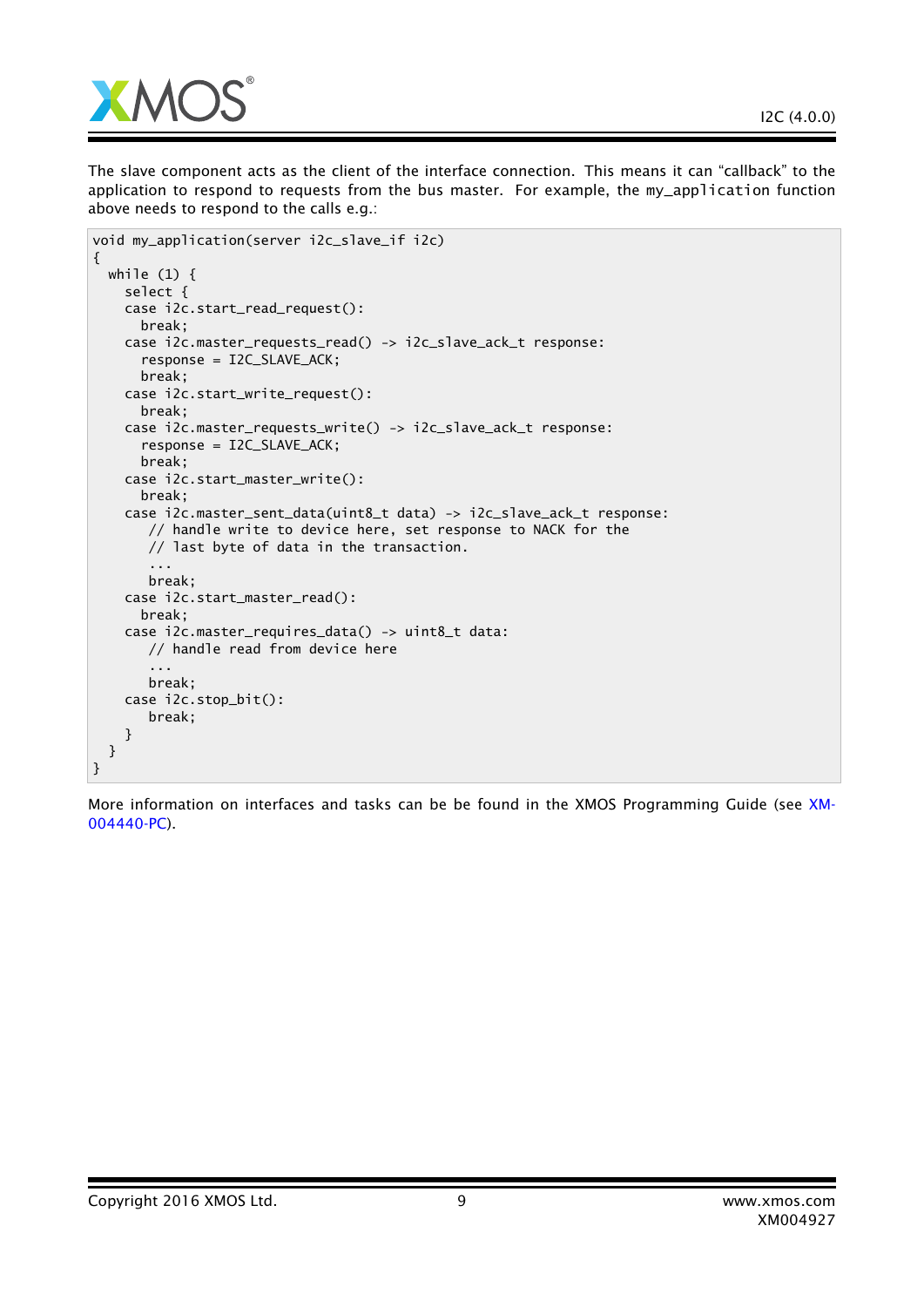The slave component acts as the client of the interface connection. This means it can "callback" to the application to respond to requests from the bus master. For example, the my_application function above needs to respond to the calls e.g.:

```
void my_application(server i2c_slave_if i2c)
{
  while (1) {
    select {
    case i2c.start_read_request():
      break;
    case i2c.master_requests_read() -> i2c_slave_ack_t response:
      response = I2C_SLAVE_ACK;
      break;
    case i2c.start_write_request():
      break;
    case i2c.master_requests_write() -> i2c_slave_ack_t response:
      response = I2C_SLAVE_ACK;
      break;
    case i2c.start_master_write():
      break;
    case i2c.master_sent_data(uint8_t data) -> i2c_slave_ack_t response:
       // handle write to device here, set response to NACK for the
       // last byte of data in the transaction.
       ...
       break;
    case i2c.start_master_read():
      break;
    case i2c.master_requires_data() -> uint8_t data:
       // handle read from device here
       ...
       break;
    case i2c.stop_bit():
       break;
    }
  }
}
```

More information on interfaces and tasks can be be found in the XMOS Programming Guide (see XM-004440-PC).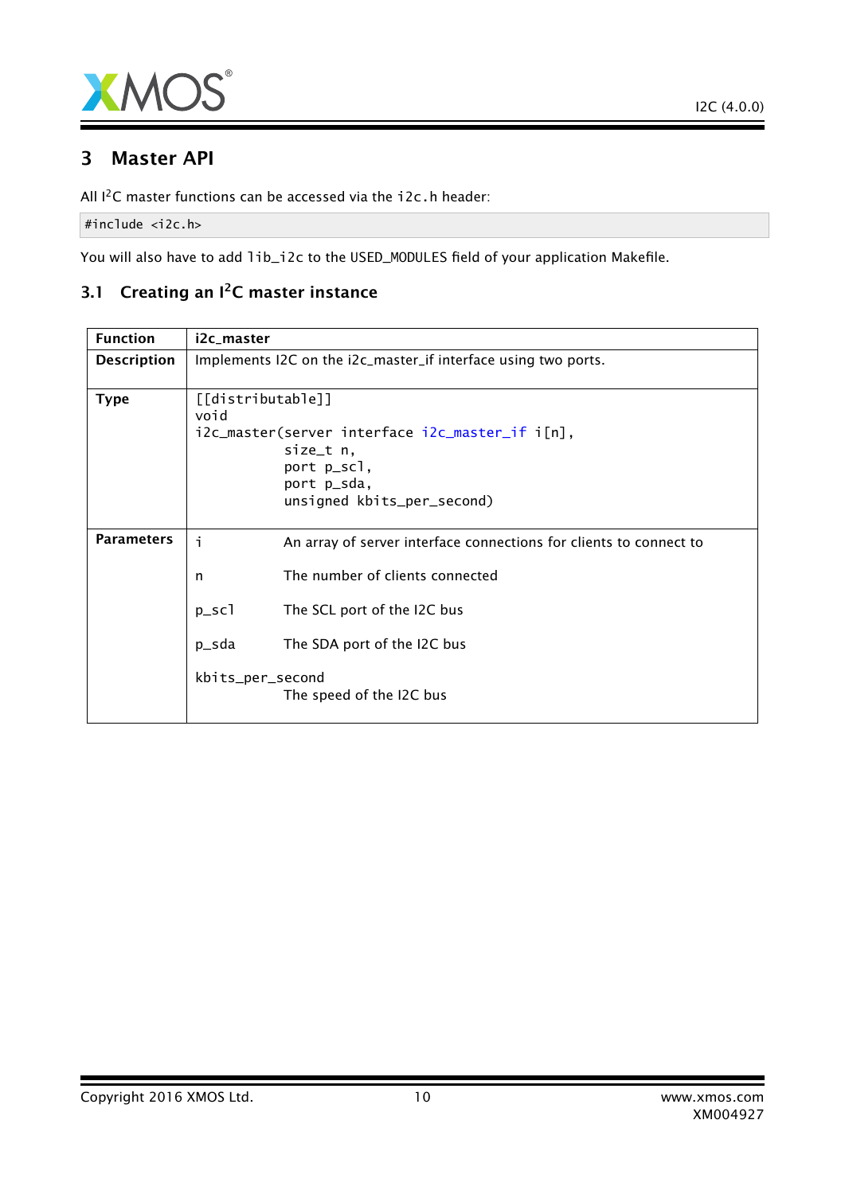## 3 Master API

All I$^2$C master functions can be accessed via the i2c.h header:

```
#include <i2c.h>
```

You will also have to add lib_i2c to the USED_MODULES field of your application Makefile.

### 3.1 Creating an I$^2$C master instance

| Function | i2c_master |
|---|---|
| Description | Implements I2C on the i2c_master_if interface using two ports. |
| Type | `[[distributable]]`<br>`void`<br>`i2c_master(server interface i2c_master_if i[n],`<br>`           size_t n,`<br>`           port p_scl,`<br>`           port p_sda,`<br>`           unsigned kbits_per_second)` |
| Parameters | i — An array of server interface connections for clients to connect to<br><br>n — The number of clients connected<br><br>p_scl — The SCL port of the I2C bus<br><br>p_sda — The SDA port of the I2C bus<br><br>kbits_per_second — The speed of the I2C bus |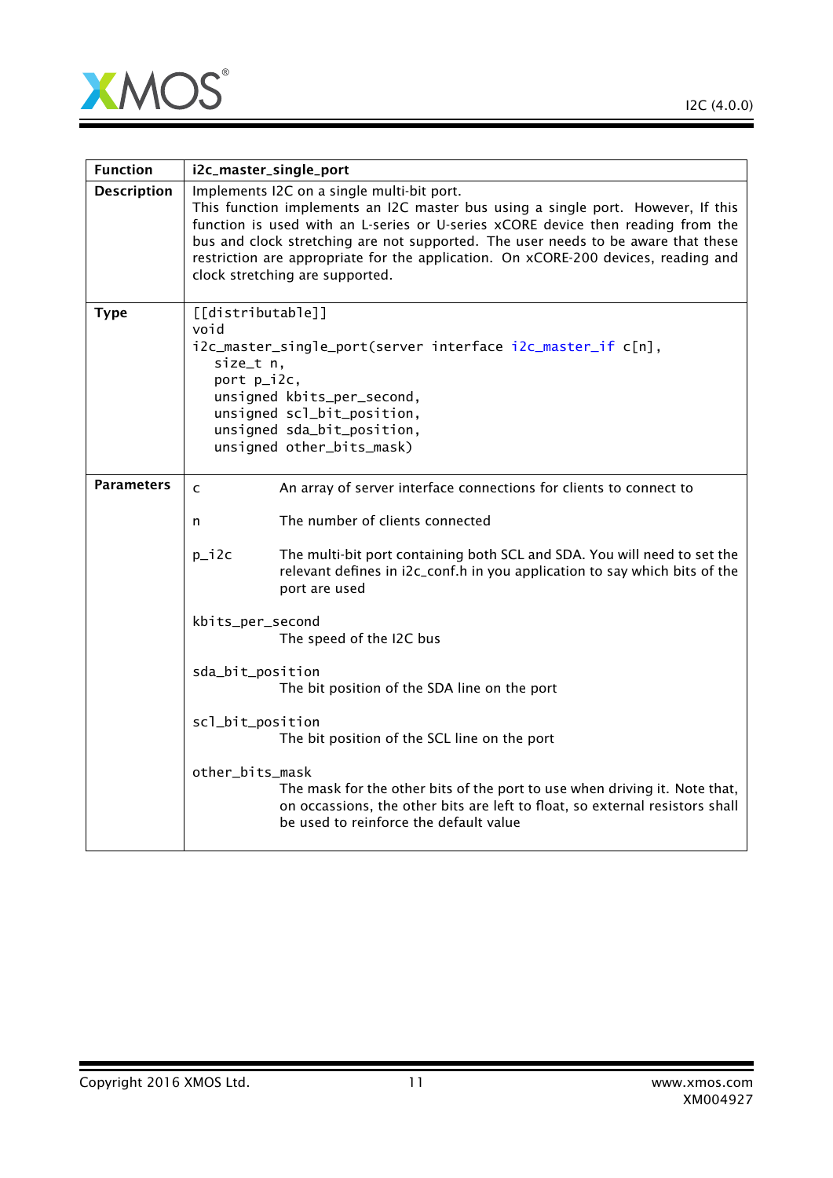| Function | i2c_master_single_port |
|---|---|
| Description | Implements I2C on a single multi-bit port.<br>This function implements an I2C master bus using a single port. However, If this function is used with an L-series or U-series xCORE device then reading from the bus and clock stretching are not supported. The user needs to be aware that these restriction are appropriate for the application. On xCORE-200 devices, reading and clock stretching are supported. |
| Type | `[[distributable]]`<br>`void`<br>`i2c_master_single_port(server interface i2c_master_if c[n],`<br>`size_t n,`<br>`port p_i2c,`<br>`unsigned kbits_per_second,`<br>`unsigned scl_bit_position,`<br>`unsigned sda_bit_position,`<br>`unsigned other_bits_mask)` |
| Parameters | `c` An array of server interface connections for clients to connect to<br><br>`n` The number of clients connected<br><br>`p_i2c` The multi-bit port containing both SCL and SDA. You will need to set the relevant defines in i2c_conf.h in you application to say which bits of the port are used<br><br>`kbits_per_second` The speed of the I2C bus<br><br>`sda_bit_position` The bit position of the SDA line on the port<br><br>`scl_bit_position` The bit position of the SCL line on the port<br><br>`other_bits_mask` The mask for the other bits of the port to use when driving it. Note that, on occassions, the other bits are left to float, so external resistors shall be used to reinforce the default value |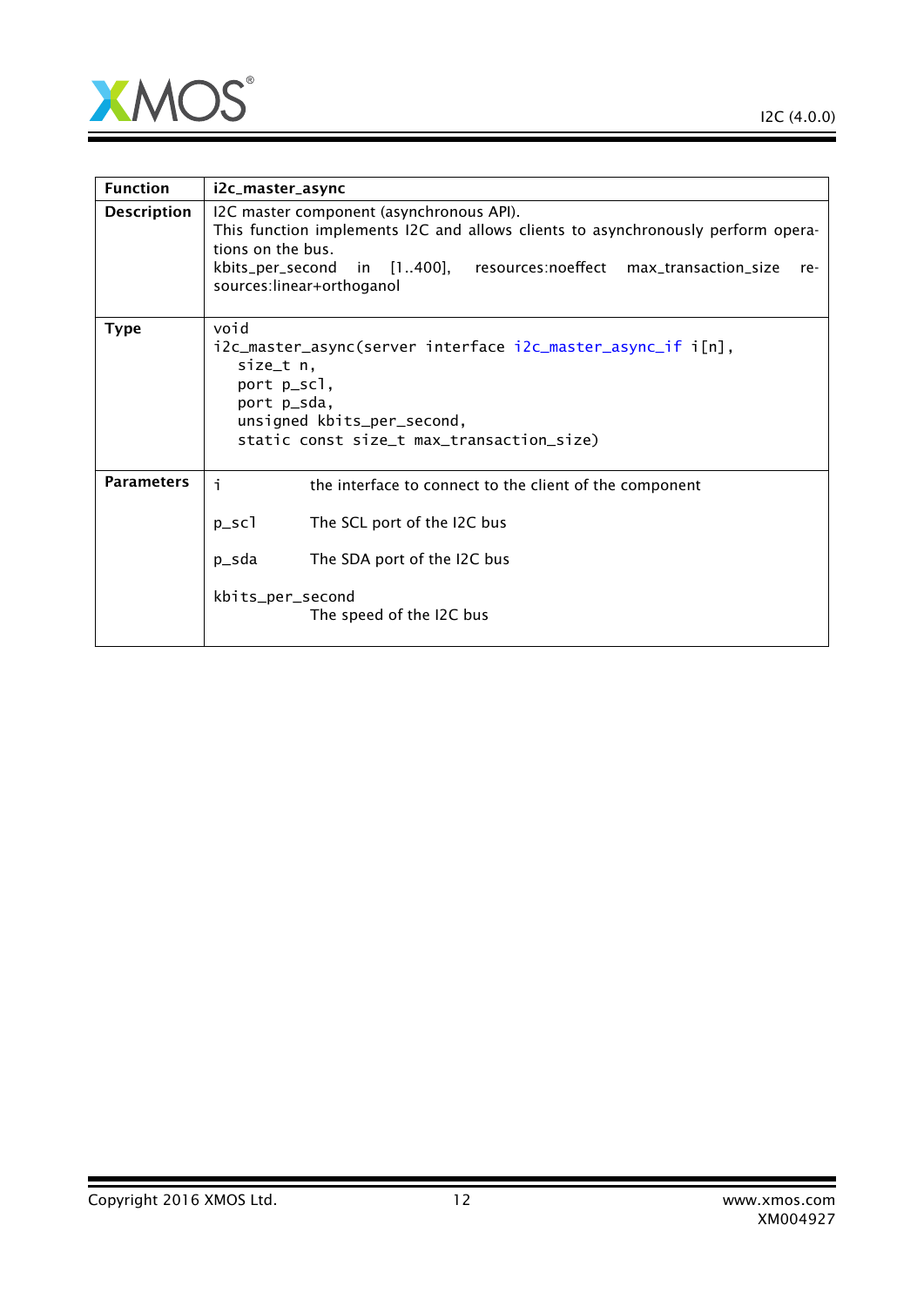| Function | i2c_master_async |
| --- | --- |
| Description | I2C master component (asynchronous API).<br>This function implements I2C and allows clients to asynchronously perform operations on the bus.<br>kbits_per_second in [1..400], resources:noeffect max_transaction_size resources:linear+orthoganol |
| Type | `void`<br>`i2c_master_async(server interface i2c_master_async_if i[n],`<br>`size_t n,`<br>`port p_scl,`<br>`port p_sda,`<br>`unsigned kbits_per_second,`<br>`static const size_t max_transaction_size)` |
| Parameters | `i` the interface to connect to the client of the component<br>`p_scl` The SCL port of the I2C bus<br>`p_sda` The SDA port of the I2C bus<br>`kbits_per_second` The speed of the I2C bus |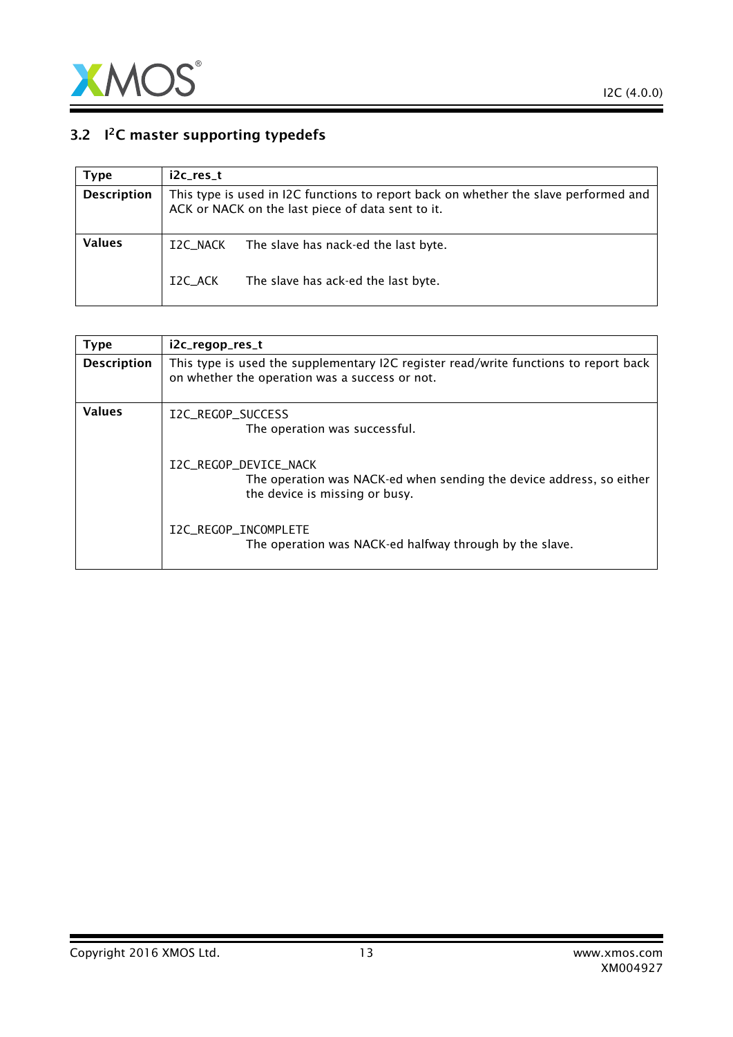## 3.2 I²C master supporting typedefs

| Type | i2c_res_t |
|---|---|
| **Description** | This type is used in I2C functions to report back on whether the slave performed and ACK or NACK on the last piece of data sent to it. |
| **Values** | I2C_NACK — The slave has nack-ed the last byte.<br><br>I2C_ACK — The slave has ack-ed the last byte. |

| Type | i2c_regop_res_t |
|---|---|
| **Description** | This type is used the supplementary I2C register read/write functions to report back on whether the operation was a success or not. |
| **Values** | I2C_REGOP_SUCCESS<br>The operation was successful.<br><br>I2C_REGOP_DEVICE_NACK<br>The operation was NACK-ed when sending the device address, so either the device is missing or busy.<br><br>I2C_REGOP_INCOMPLETE<br>The operation was NACK-ed halfway through by the slave. |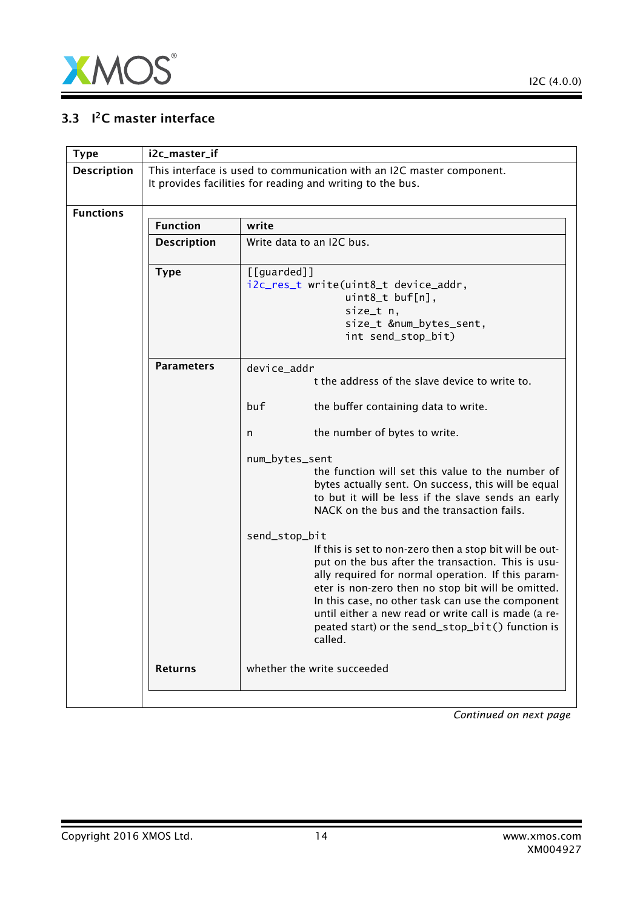### 3.3 I²C master interface

| Type | i2c_master_if |
|---|---|
| Description | This interface is used to communication with an I2C master component. It provides facilities for reading and writing to the bus. |
| Functions | |

| Function | write |
|---|---|
| Description | Write data to an I2C bus. |
| Type | `[[guarded]]`<br>`i2c_res_t write(uint8_t device_addr,`<br>`uint8_t buf[n],`<br>`size_t n,`<br>`size_t &num_bytes_sent,`<br>`int send_stop_bit)` |
| Parameters | `device_addr` t the address of the slave device to write to.<br><br>`buf` the buffer containing data to write.<br><br>`n` the number of bytes to write.<br><br>`num_bytes_sent` the function will set this value to the number of bytes actually sent. On success, this will be equal to but it will be less if the slave sends an early NACK on the bus and the transaction fails.<br><br>`send_stop_bit` If this is set to non-zero then a stop bit will be output on the bus after the transaction. This is usually required for normal operation. If this parameter is non-zero then no stop bit will be omitted. In this case, no other task can use the component until either a new read or write call is made (a repeated start) or the `send_stop_bit()` function is called. |
| Returns | whether the write succeeded |

*Continued on next page*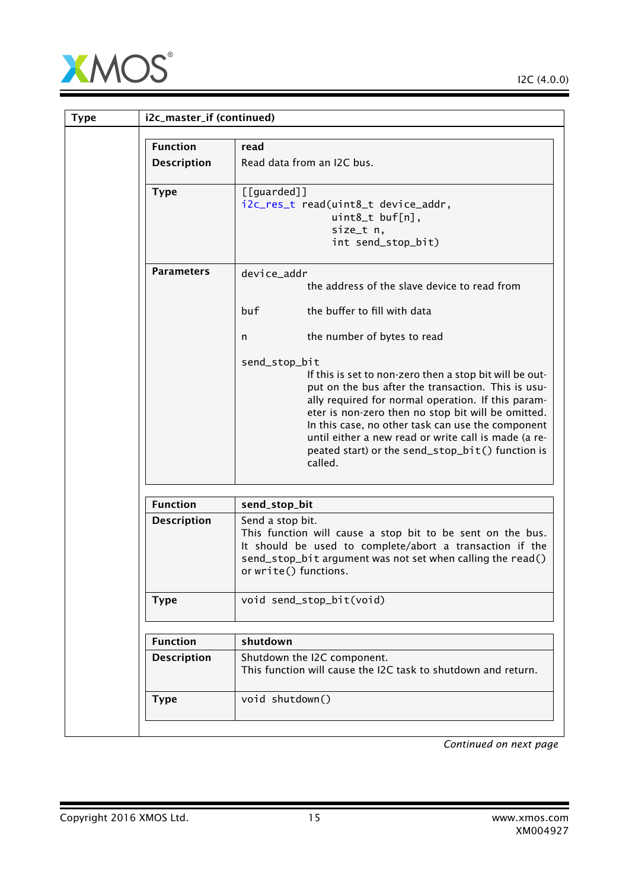| Type | i2c_master_if (continued) |
|---|---|
| | |

| Function | read |
|---|---|
| Description | Read data from an I2C bus. |
| Type | `[[guarded]]`<br>`i2c_res_t read(uint8_t device_addr,`<br>`uint8_t buf[n],`<br>`size_t n,`<br>`int send_stop_bit)` |
| Parameters | `device_addr` the address of the slave device to read from<br><br>`buf` the buffer to fill with data<br><br>`n` the number of bytes to read<br><br>`send_stop_bit` If this is set to non-zero then a stop bit will be output on the bus after the transaction. This is usually required for normal operation. If this parameter is non-zero then no stop bit will be omitted. In this case, no other task can use the component until either a new read or write call is made (a repeated start) or the `send_stop_bit()` function is called. |

| Function | send_stop_bit |
|---|---|
| Description | Send a stop bit.<br>This function will cause a stop bit to be sent on the bus. It should be used to complete/abort a transaction if the `send_stop_bit` argument was not set when calling the `read()` or `write()` functions. |
| Type | `void send_stop_bit(void)` |

| Function | shutdown |
|---|---|
| Description | Shutdown the I2C component.<br>This function will cause the I2C task to shutdown and return. |
| Type | `void shutdown()` |

*Continued on next page*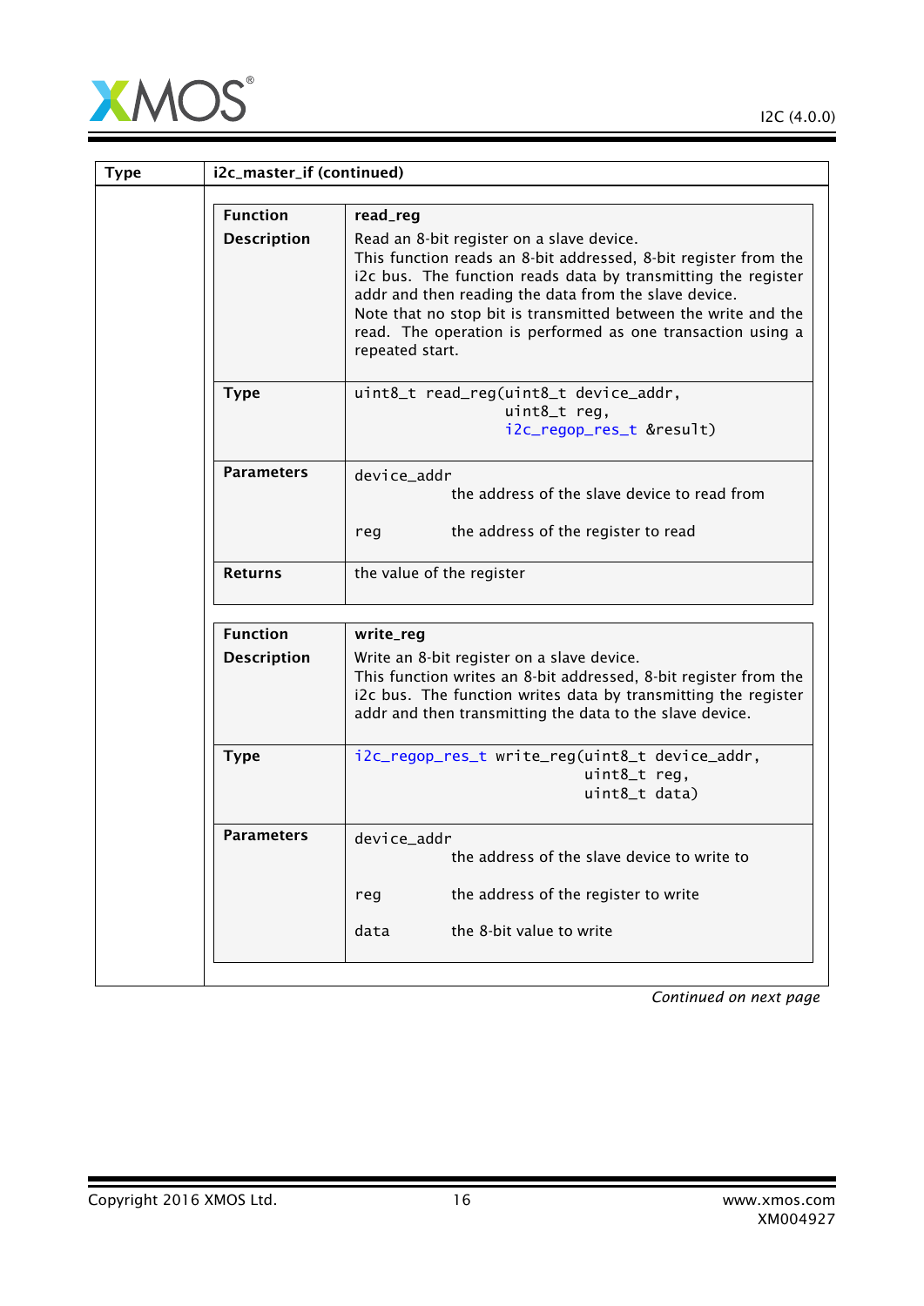| Type | i2c_master_if (continued) |
|---|---|

| Function | read_reg |
|---|---|
| Description | Read an 8-bit register on a slave device.<br>This function reads an 8-bit addressed, 8-bit register from the i2c bus. The function reads data by transmitting the register addr and then reading the data from the slave device.<br>Note that no stop bit is transmitted between the write and the read. The operation is performed as one transaction using a repeated start. |
| Type | `uint8_t read_reg(uint8_t device_addr, uint8_t reg, i2c_regop_res_t &result)` |
| Parameters | `device_addr` the address of the slave device to read from<br><br>`reg` the address of the register to read |
| Returns | the value of the register |

| Function | write_reg |
|---|---|
| Description | Write an 8-bit register on a slave device.<br>This function writes an 8-bit addressed, 8-bit register from the i2c bus. The function writes data by transmitting the register addr and then transmitting the data to the slave device. |
| Type | `i2c_regop_res_t write_reg(uint8_t device_addr, uint8_t reg, uint8_t data)` |
| Parameters | `device_addr` the address of the slave device to write to<br><br>`reg` the address of the register to write<br><br>`data` the 8-bit value to write |

*Continued on next page*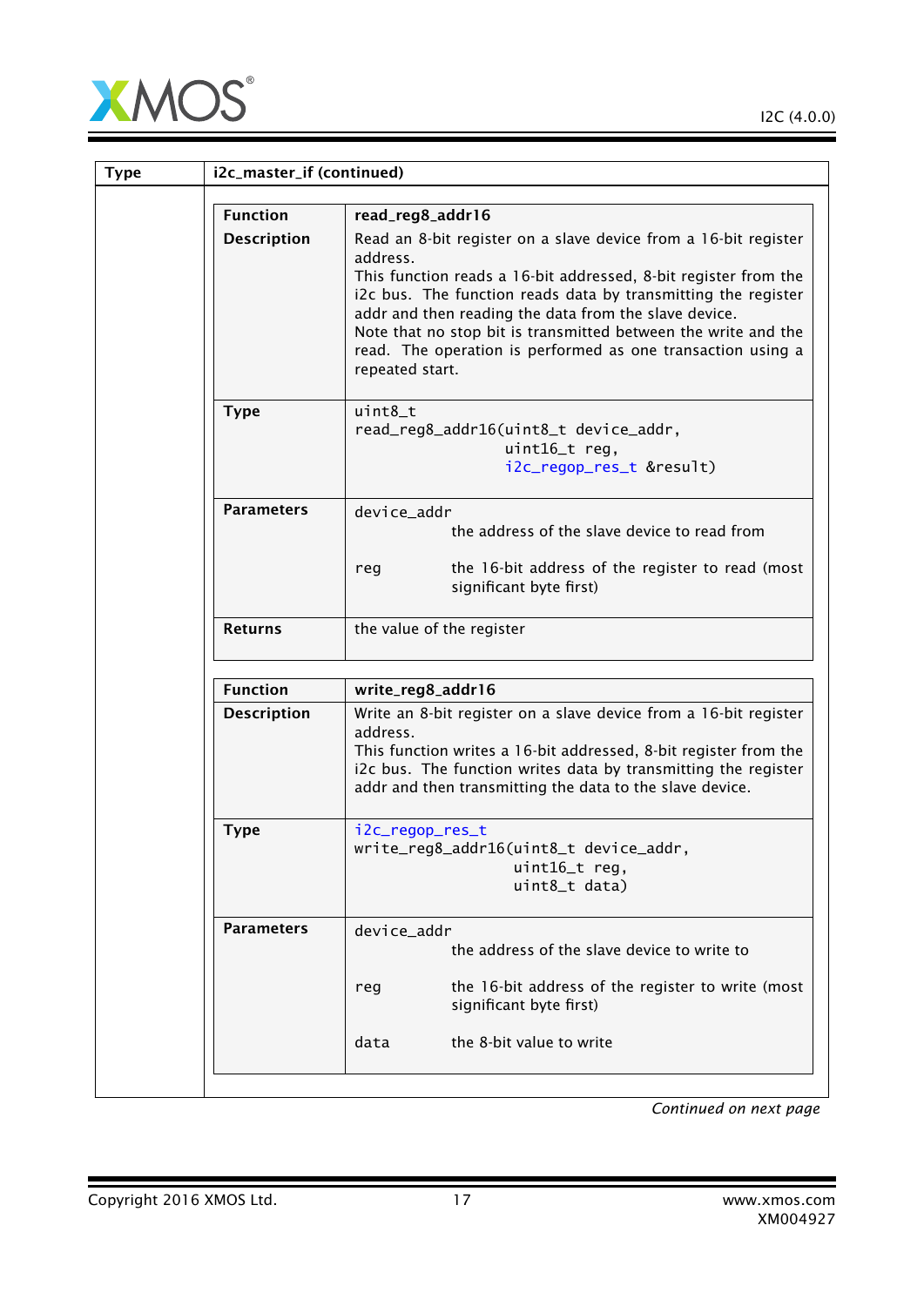| Type | i2c_master_if (continued) |
|---|---|

| Function | read_reg8_addr16 |
|---|---|
| Description | Read an 8-bit register on a slave device from a 16-bit register address.<br>This function reads a 16-bit addressed, 8-bit register from the i2c bus. The function reads data by transmitting the register addr and then reading the data from the slave device.<br>Note that no stop bit is transmitted between the write and the read. The operation is performed as one transaction using a repeated start. |
| Type | `uint8_t read_reg8_addr16(uint8_t device_addr, uint16_t reg, i2c_regop_res_t &result)` |
| Parameters | `device_addr` the address of the slave device to read from<br>`reg` the 16-bit address of the register to read (most significant byte first) |
| Returns | the value of the register |

| Function | write_reg8_addr16 |
|---|---|
| Description | Write an 8-bit register on a slave device from a 16-bit register address.<br>This function writes a 16-bit addressed, 8-bit register from the i2c bus. The function writes data by transmitting the register addr and then transmitting the data to the slave device. |
| Type | `i2c_regop_res_t write_reg8_addr16(uint8_t device_addr, uint16_t reg, uint8_t data)` |
| Parameters | `device_addr` the address of the slave device to write to<br>`reg` the 16-bit address of the register to write (most significant byte first)<br>`data` the 8-bit value to write |

*Continued on next page*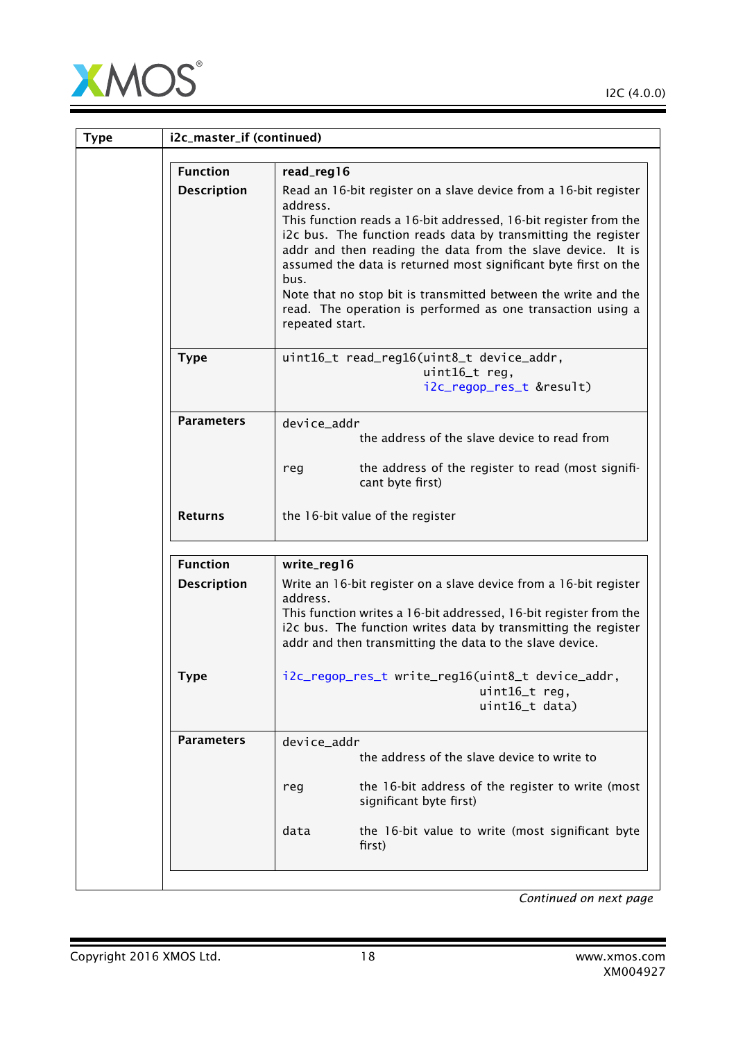| Type | i2c_master_if (continued) |
|---|---|

| Function | read_reg16 |
|---|---|
| Description | Read an 16-bit register on a slave device from a 16-bit register address.<br>This function reads a 16-bit addressed, 16-bit register from the i2c bus. The function reads data by transmitting the register addr and then reading the data from the slave device. It is assumed the data is returned most significant byte first on the bus.<br>Note that no stop bit is transmitted between the write and the read. The operation is performed as one transaction using a repeated start. |
| Type | `uint16_t read_reg16(uint8_t device_addr, uint16_t reg, i2c_regop_res_t &result)` |
| Parameters | `device_addr` the address of the slave device to read from<br>`reg` the address of the register to read (most significant byte first) |
| Returns | the 16-bit value of the register |

| Function | write_reg16 |
|---|---|
| Description | Write an 16-bit register on a slave device from a 16-bit register address.<br>This function writes a 16-bit addressed, 16-bit register from the i2c bus. The function writes data by transmitting the register addr and then transmitting the data to the slave device. |
| Type | `i2c_regop_res_t write_reg16(uint8_t device_addr, uint16_t reg, uint16_t data)` |
| Parameters | `device_addr` the address of the slave device to write to<br>`reg` the 16-bit address of the register to write (most significant byte first)<br>`data` the 16-bit value to write (most significant byte first) |

*Continued on next page*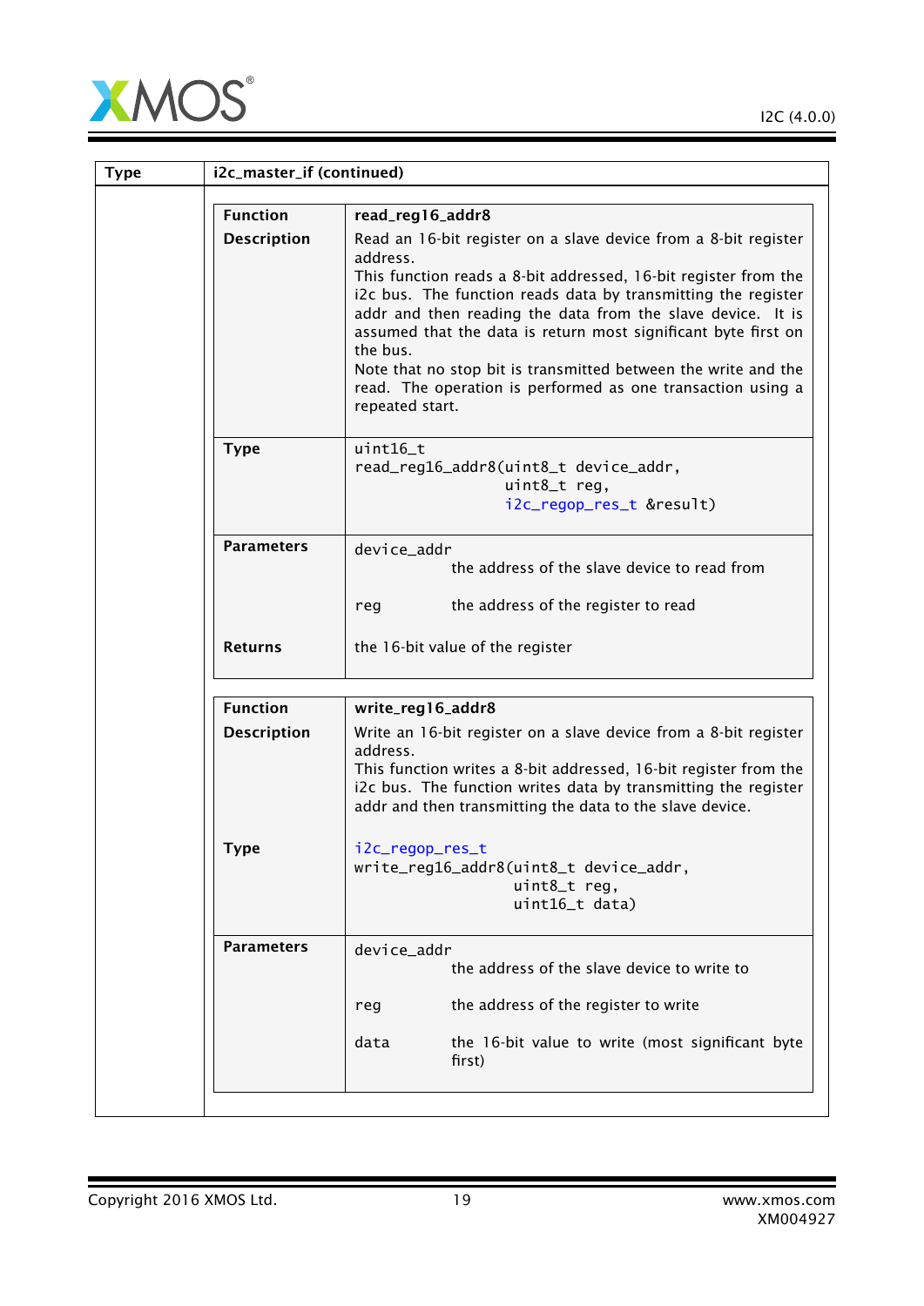| Type | i2c_master_if (continued) |
|---|---|

| Function | read_reg16_addr8 |
|---|---|
| Description | Read an 16-bit register on a slave device from a 8-bit register address.<br>This function reads a 8-bit addressed, 16-bit register from the i2c bus. The function reads data by transmitting the register addr and then reading the data from the slave device. It is assumed that the data is return most significant byte first on the bus.<br>Note that no stop bit is transmitted between the write and the read. The operation is performed as one transaction using a repeated start. |
| Type | `uint16_t read_reg16_addr8(uint8_t device_addr, uint8_t reg, i2c_regop_res_t &result)` |
| Parameters | `device_addr` the address of the slave device to read from<br>`reg` the address of the register to read |
| Returns | the 16-bit value of the register |

| Function | write_reg16_addr8 |
|---|---|
| Description | Write an 16-bit register on a slave device from a 8-bit register address.<br>This function writes a 8-bit addressed, 16-bit register from the i2c bus. The function writes data by transmitting the register addr and then transmitting the data to the slave device. |
| Type | `i2c_regop_res_t write_reg16_addr8(uint8_t device_addr, uint8_t reg, uint16_t data)` |
| Parameters | `device_addr` the address of the slave device to write to<br>`reg` the address of the register to write<br>`data` the 16-bit value to write (most significant byte first) |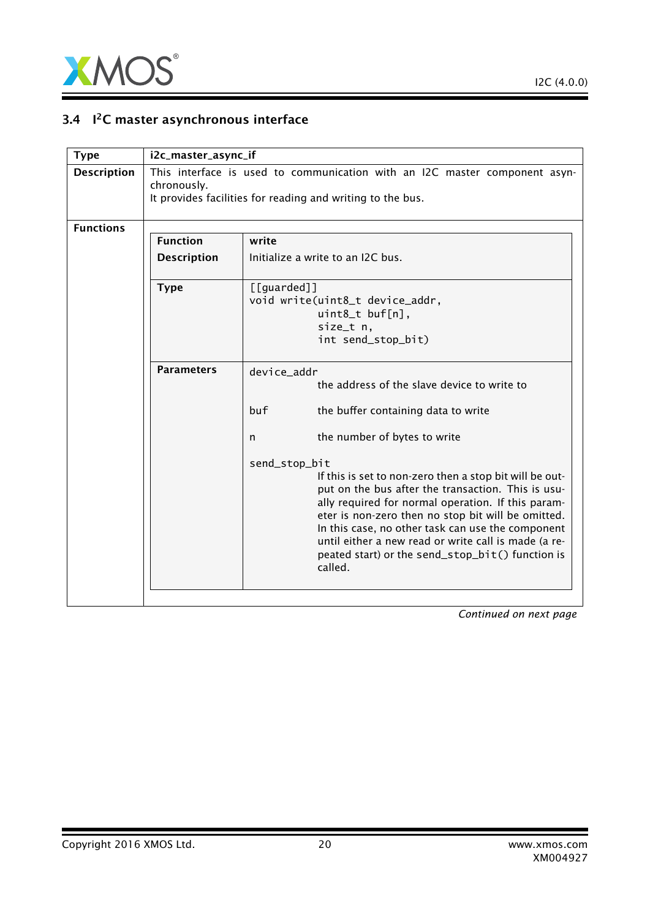### 3.4 I²C master asynchronous interface

| Type | i2c_master_async_if |
|---|---|
| Description | This interface is used to communication with an I2C master component asynchronously.<br>It provides facilities for reading and writing to the bus. |
| Functions | |

| Function | write |
|---|---|
| Description | Initialize a write to an I2C bus. |
| Type | `[[guarded]]`<br>`void write(uint8_t device_addr,`<br>`uint8_t buf[n],`<br>`size_t n,`<br>`int send_stop_bit)` |
| Parameters | `device_addr` the address of the slave device to write to<br><br>`buf` the buffer containing data to write<br><br>`n` the number of bytes to write<br><br>`send_stop_bit` If this is set to non-zero then a stop bit will be output on the bus after the transaction. This is usually required for normal operation. If this parameter is non-zero then no stop bit will be omitted. In this case, no other task can use the component until either a new read or write call is made (a repeated start) or the `send_stop_bit()` function is called. |

*Continued on next page*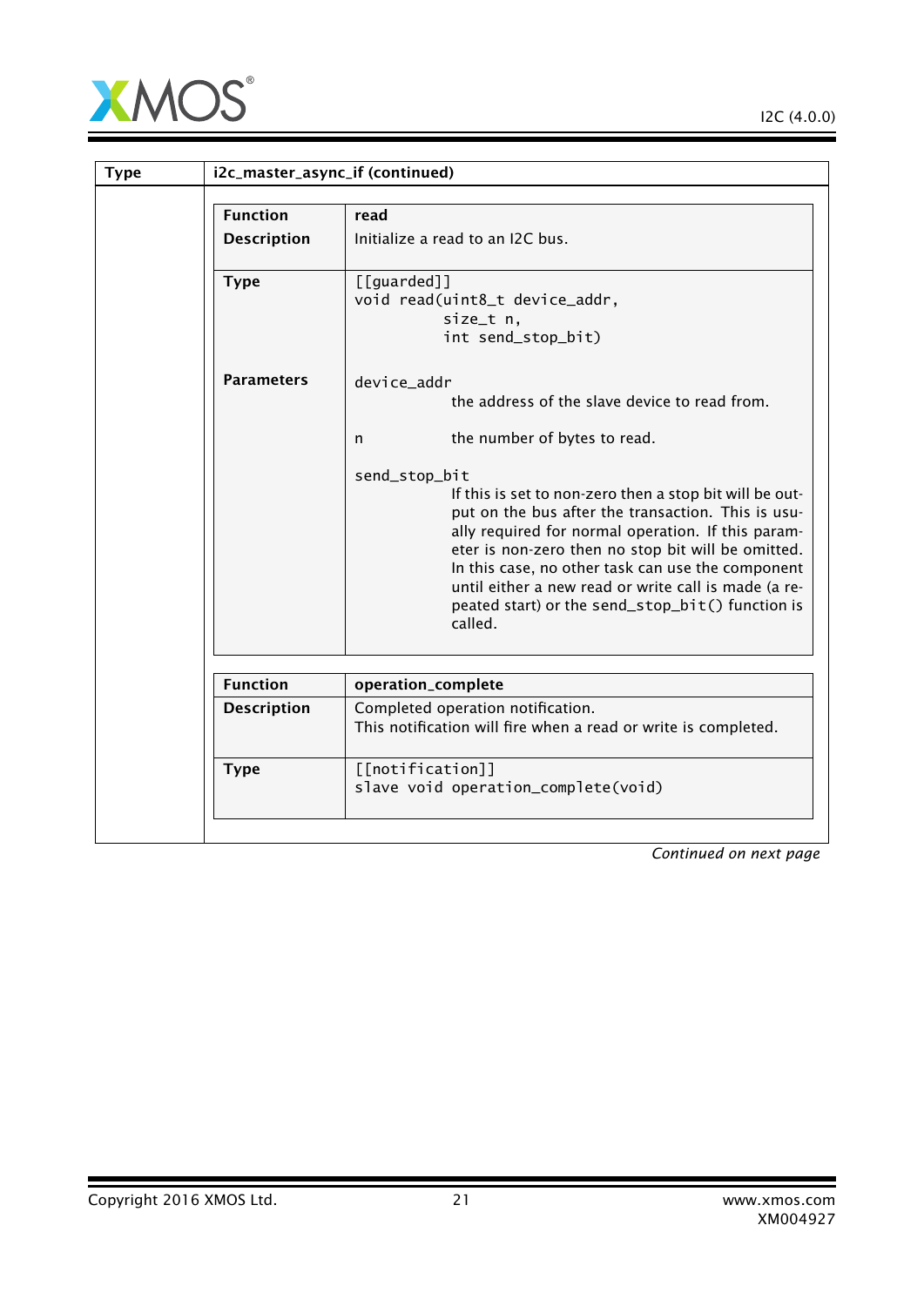| Type | i2c_master_async_if (continued) |
|---|---|

| Function | read |
|---|---|
| Description | Initialize a read to an I2C bus. |
| Type | `[[guarded]]`<br>`void read(uint8_t device_addr,`<br>`size_t n,`<br>`int send_stop_bit)` |
| Parameters | `device_addr`<br>the address of the slave device to read from.<br><br>`n` the number of bytes to read.<br><br>`send_stop_bit`<br>If this is set to non-zero then a stop bit will be output on the bus after the transaction. This is usually required for normal operation. If this parameter is non-zero then no stop bit will be omitted. In this case, no other task can use the component until either a new read or write call is made (a repeated start) or the `send_stop_bit()` function is called. |

| Function | operation_complete |
|---|---|
| Description | Completed operation notification.<br>This notification will fire when a read or write is completed. |
| Type | `[[notification]]`<br>`slave void operation_complete(void)` |

*Continued on next page*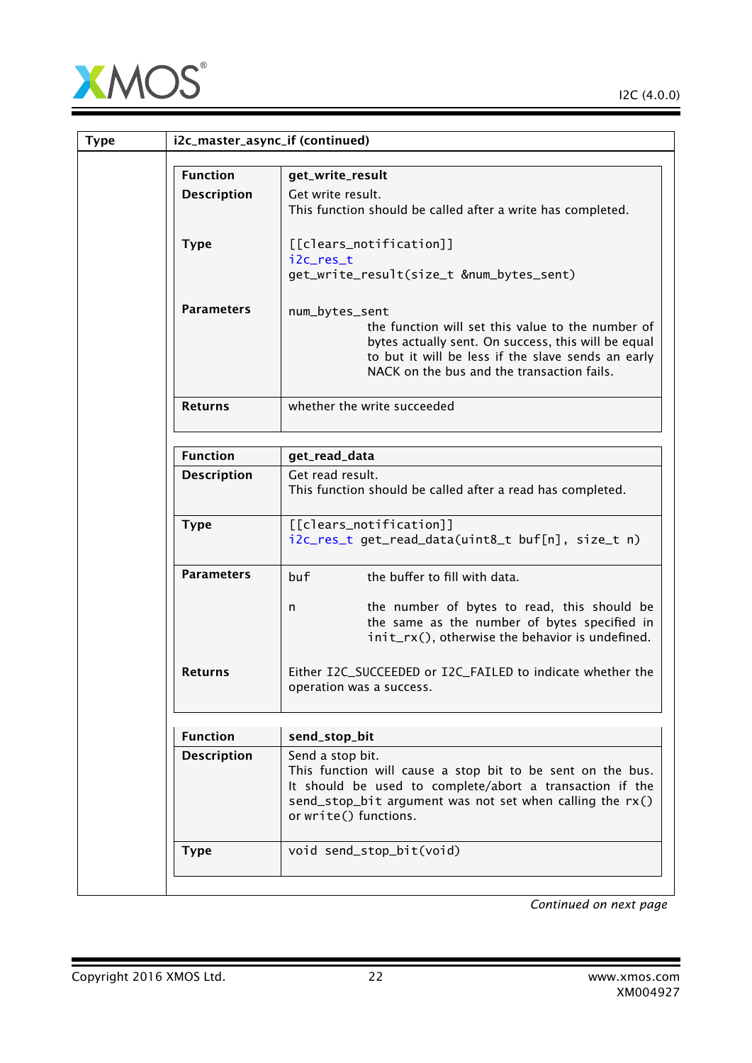| Type | i2c_master_async_if (continued) |
|---|---|
| | |

| Function | get_write_result |
|---|---|
| Description | Get write result.<br>This function should be called after a write has completed. |
| Type | [[clears_notification]]<br>i2c_res_t<br>get_write_result(size_t &num_bytes_sent) |
| Parameters | num_bytes_sent<br>the function will set this value to the number of bytes actually sent. On success, this will be equal to but it will be less if the slave sends an early NACK on the bus and the transaction fails. |
| Returns | whether the write succeeded |

| Function | get_read_data |
|---|---|
| Description | Get read result.<br>This function should be called after a read has completed. |
| Type | [[clears_notification]]<br>i2c_res_t get_read_data(uint8_t buf[n], size_t n) |
| Parameters | buf — the buffer to fill with data.<br>n — the number of bytes to read, this should be the same as the number of bytes specified in init_rx(), otherwise the behavior is undefined. |
| Returns | Either I2C_SUCCEEDED or I2C_FAILED to indicate whether the operation was a success. |

| Function | send_stop_bit |
|---|---|
| Description | Send a stop bit.<br>This function will cause a stop bit to be sent on the bus. It should be used to complete/abort a transaction if the send_stop_bit argument was not set when calling the rx() or write() functions. |
| Type | void send_stop_bit(void) |

*Continued on next page*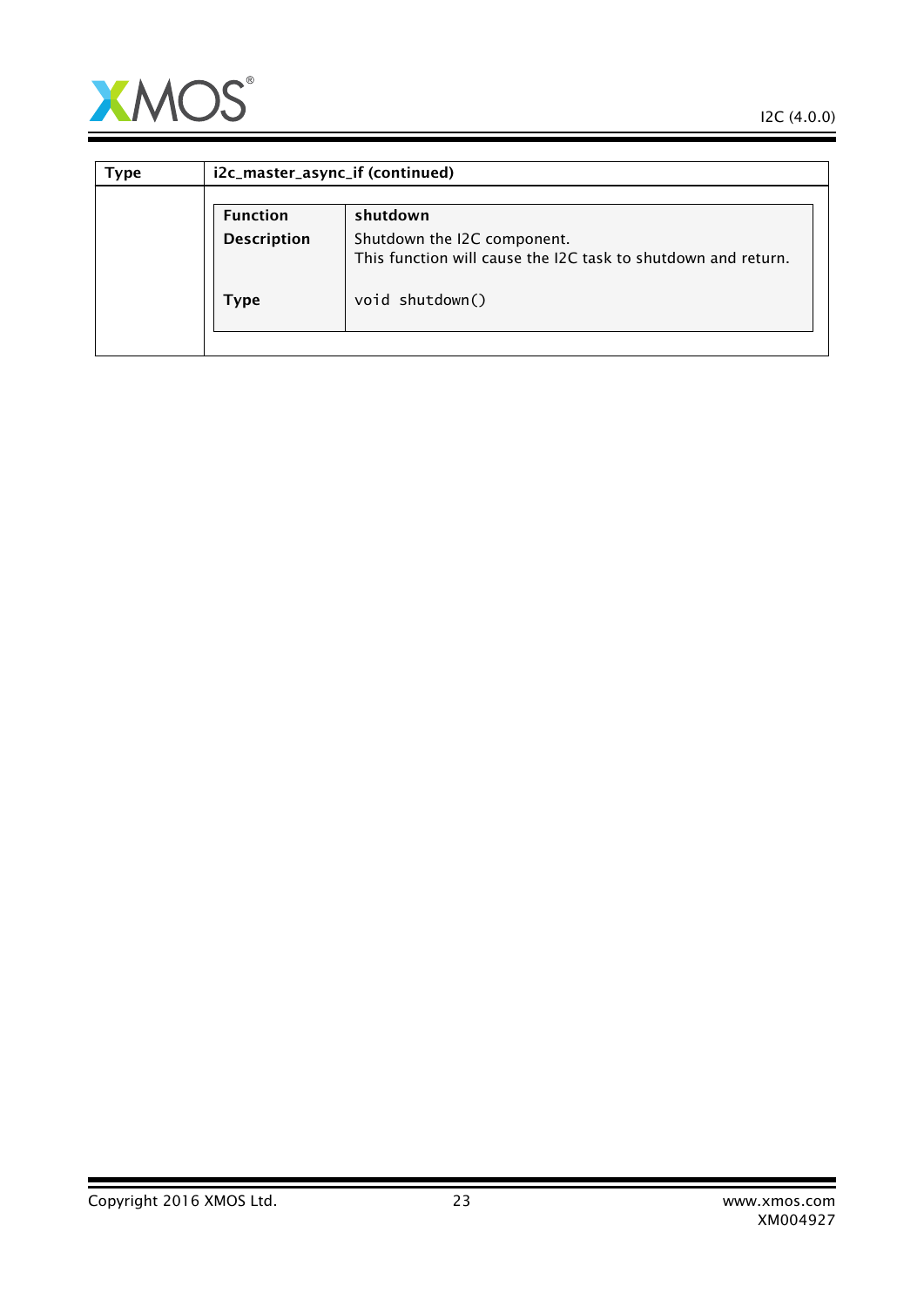| Type | i2c_master_async_if (continued) |
|---|---|
| | **Function** shutdown<br>**Description** Shutdown the I2C component.<br>This function will cause the I2C task to shutdown and return.<br>**Type** `void shutdown()` |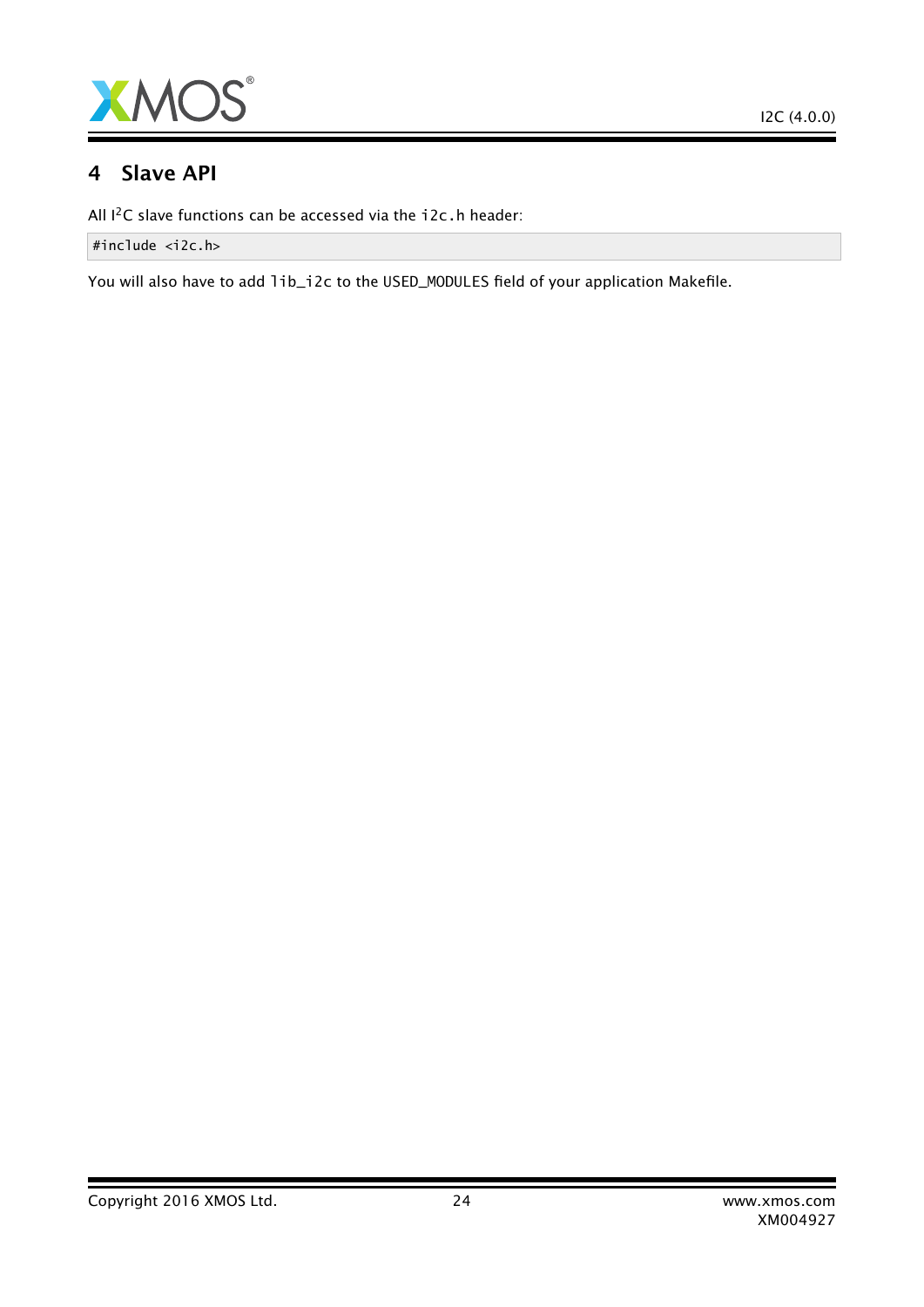# 4 Slave API

All I$^2$C slave functions can be accessed via the `i2c.h` header:

```
#include <i2c.h>
```

You will also have to add `lib_i2c` to the `USED_MODULES` field of your application Makefile.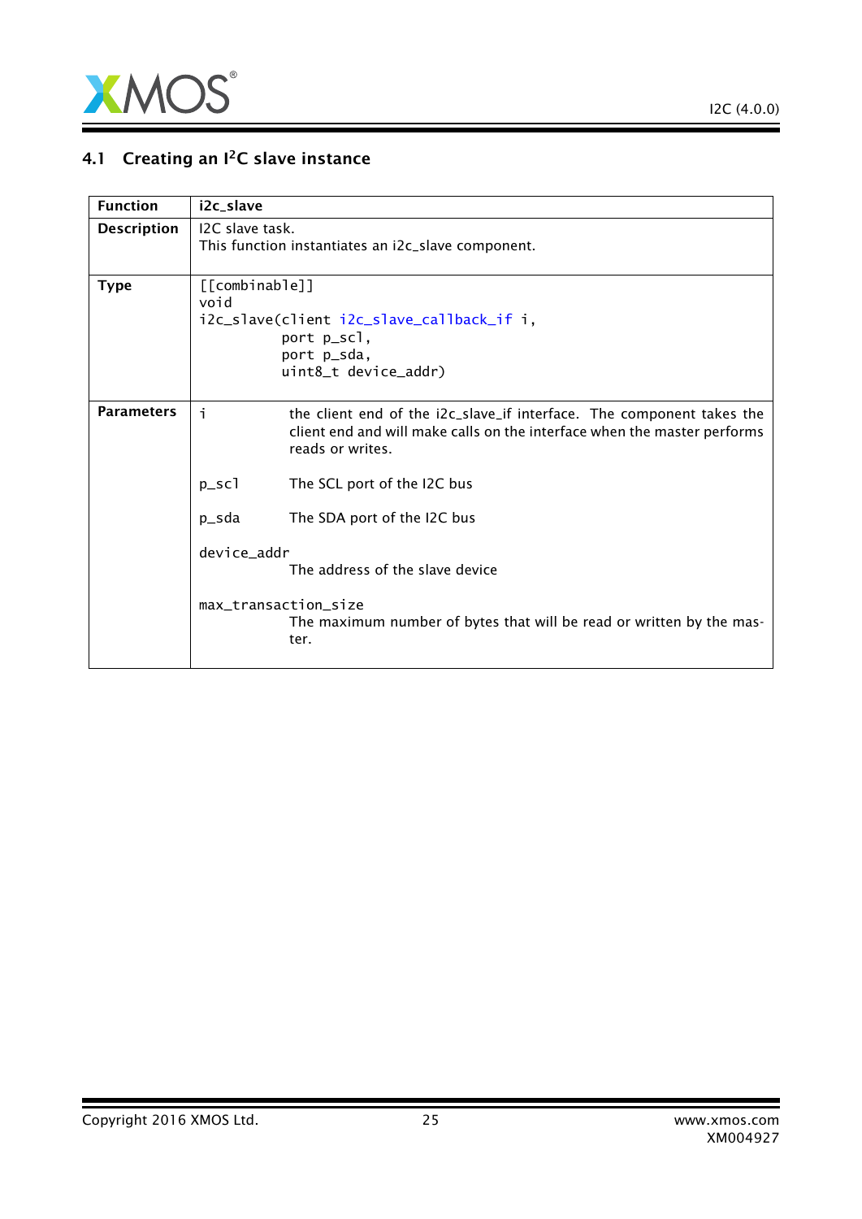## 4.1 Creating an I²C slave instance

| Function | i2c_slave |
|---|---|
| Description | I2C slave task.<br>This function instantiates an i2c_slave component. |
| Type | `[[combinable]]`<br>`void`<br>`i2c_slave(client i2c_slave_callback_if i,`<br>`port p_scl,`<br>`port p_sda,`<br>`uint8_t device_addr)` |
| Parameters | `i` — the client end of the i2c_slave_if interface. The component takes the client end and will make calls on the interface when the master performs reads or writes.<br><br>`p_scl` — The SCL port of the I2C bus<br><br>`p_sda` — The SDA port of the I2C bus<br><br>`device_addr` — The address of the slave device<br><br>`max_transaction_size` — The maximum number of bytes that will be read or written by the master. |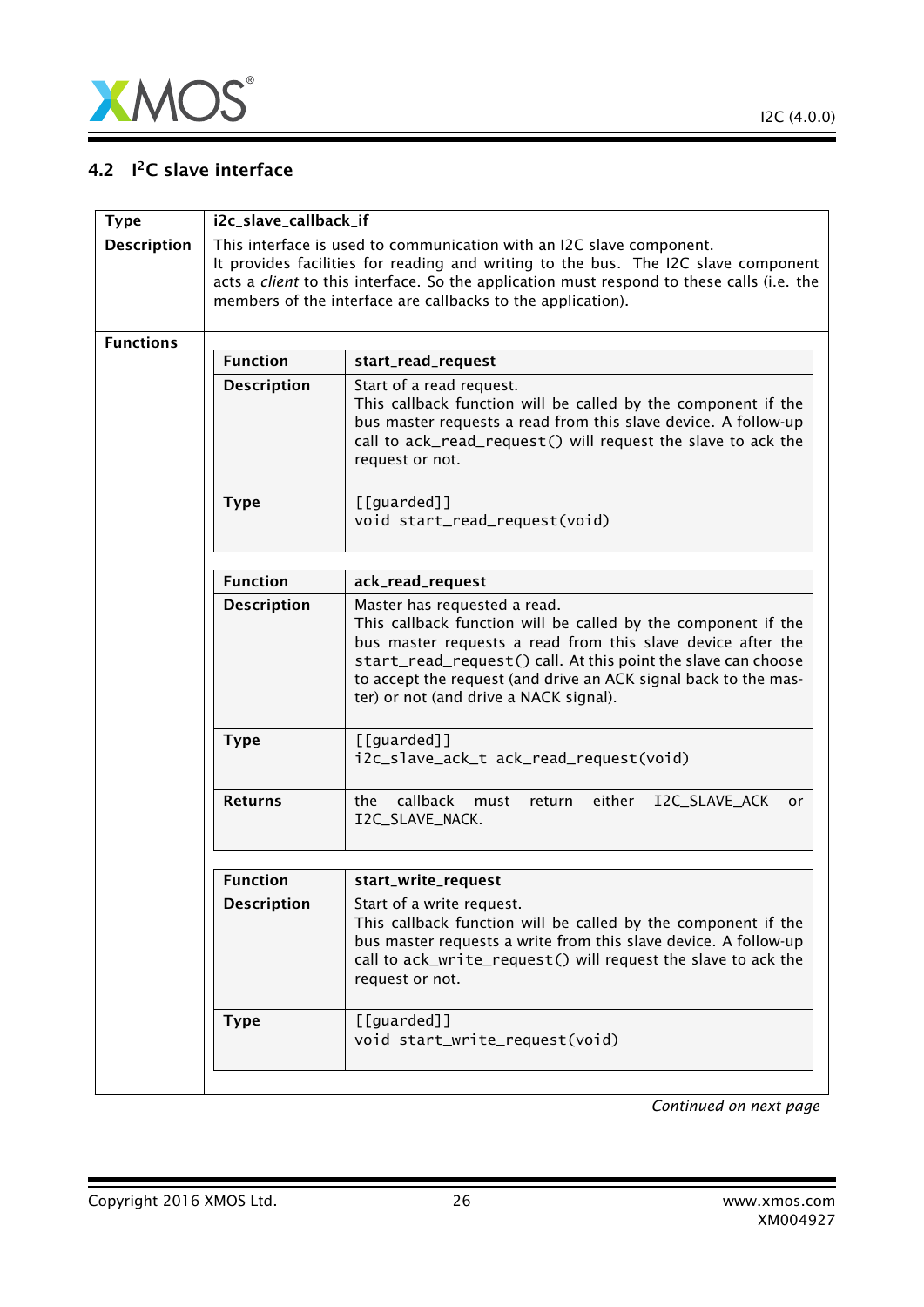## 4.2 I²C slave interface

| Type | i2c_slave_callback_if |
|---|---|
| Description | This interface is used to communication with an I2C slave component. It provides facilities for reading and writing to the bus. The I2C slave component acts a *client* to this interface. So the application must respond to these calls (i.e. the members of the interface are callbacks to the application). |
| Functions | |

| Function | start_read_request |
|---|---|
| Description | Start of a read request. This callback function will be called by the component if the bus master requests a read from this slave device. A follow-up call to `ack_read_request()` will request the slave to ack the request or not. |
| Type | `[[guarded]]` `void start_read_request(void)` |

| Function | ack_read_request |
|---|---|
| Description | Master has requested a read. This callback function will be called by the component if the bus master requests a read from this slave device after the `start_read_request()` call. At this point the slave can choose to accept the request (and drive an ACK signal back to the master) or not (and drive a NACK signal). |
| Type | `[[guarded]]` `i2c_slave_ack_t ack_read_request(void)` |
| Returns | the callback must return either I2C_SLAVE_ACK or I2C_SLAVE_NACK. |

| Function | start_write_request |
|---|---|
| Description | Start of a write request. This callback function will be called by the component if the bus master requests a write from this slave device. A follow-up call to `ack_write_request()` will request the slave to ack the request or not. |
| Type | `[[guarded]]` `void start_write_request(void)` |

*Continued on next page*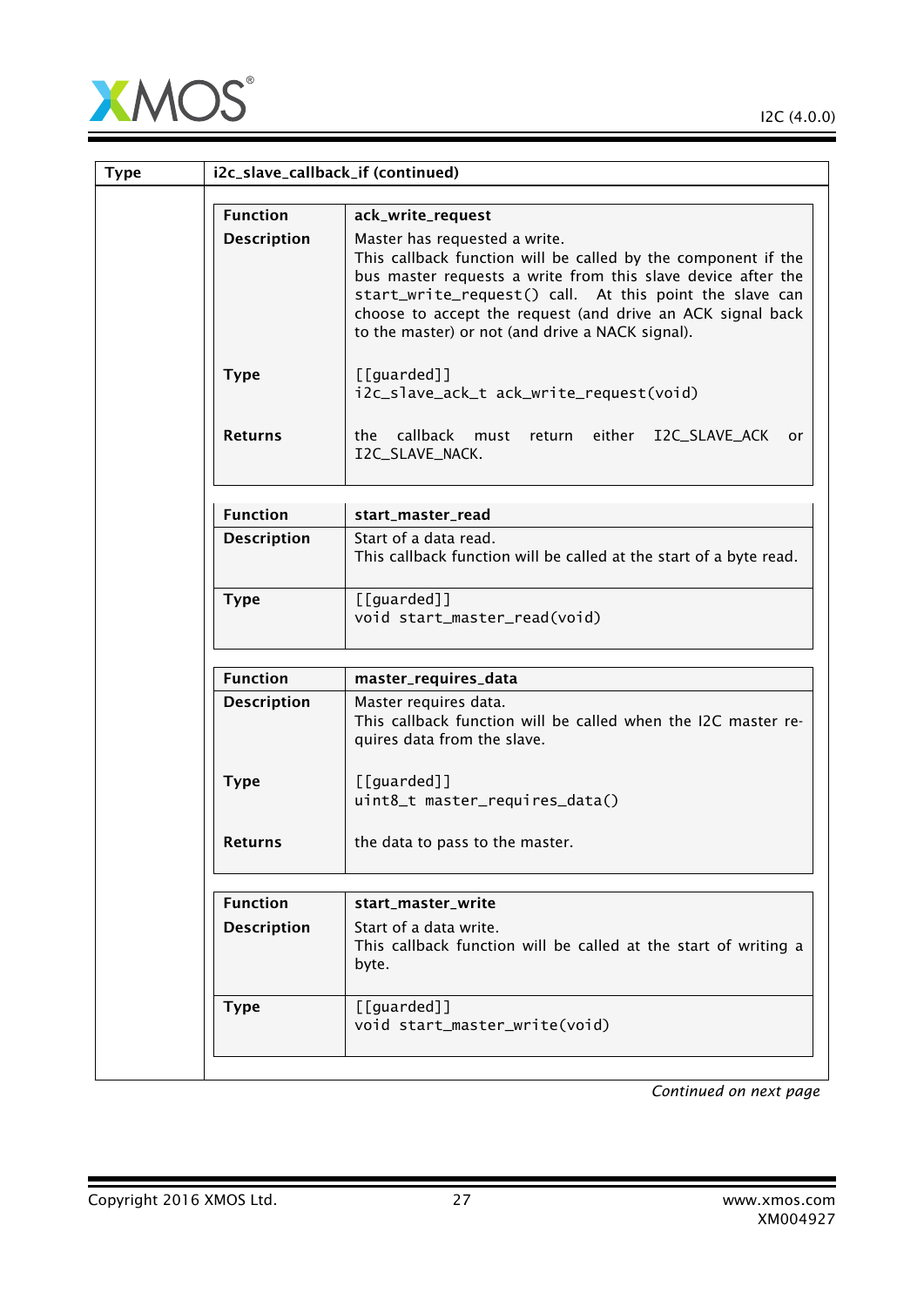| Type | i2c_slave_callback_if (continued) |
|---|---|

| Function | ack_write_request |
|---|---|
| Description | Master has requested a write.<br>This callback function will be called by the component if the bus master requests a write from this slave device after the start_write_request() call. At this point the slave can choose to accept the request (and drive an ACK signal back to the master) or not (and drive a NACK signal). |
| Type | `[[guarded]]`<br>`i2c_slave_ack_t ack_write_request(void)` |
| Returns | the callback must return either I2C_SLAVE_ACK or I2C_SLAVE_NACK. |

| Function | start_master_read |
|---|---|
| Description | Start of a data read.<br>This callback function will be called at the start of a byte read. |
| Type | `[[guarded]]`<br>`void start_master_read(void)` |

| Function | master_requires_data |
|---|---|
| Description | Master requires data.<br>This callback function will be called when the I2C master requires data from the slave. |
| Type | `[[guarded]]`<br>`uint8_t master_requires_data()` |
| Returns | the data to pass to the master. |

| Function | start_master_write |
|---|---|
| Description | Start of a data write.<br>This callback function will be called at the start of writing a byte. |
| Type | `[[guarded]]`<br>`void start_master_write(void)` |

*Continued on next page*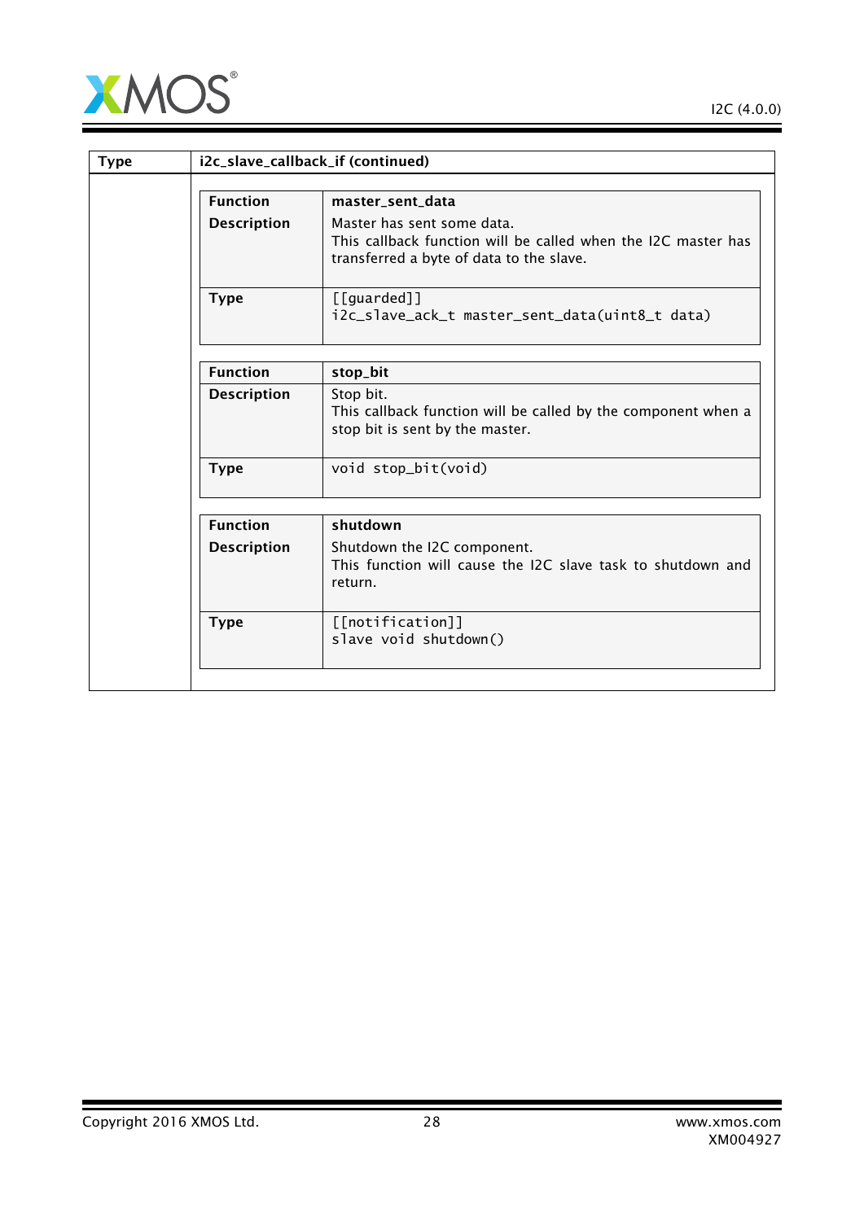| Type | i2c_slave_callback_if (continued) |
| --- | --- |
| | |

| Function | master_sent_data |
| --- | --- |
| Description | Master has sent some data.<br>This callback function will be called when the I2C master has transferred a byte of data to the slave. |
| Type | `[[guarded]]`<br>`i2c_slave_ack_t master_sent_data(uint8_t data)` |

| Function | stop_bit |
| --- | --- |
| Description | Stop bit.<br>This callback function will be called by the component when a stop bit is sent by the master. |
| Type | `void stop_bit(void)` |

| Function | shutdown |
| --- | --- |
| Description | Shutdown the I2C component.<br>This function will cause the I2C slave task to shutdown and return. |
| Type | `[[notification]]`<br>`slave void shutdown()` |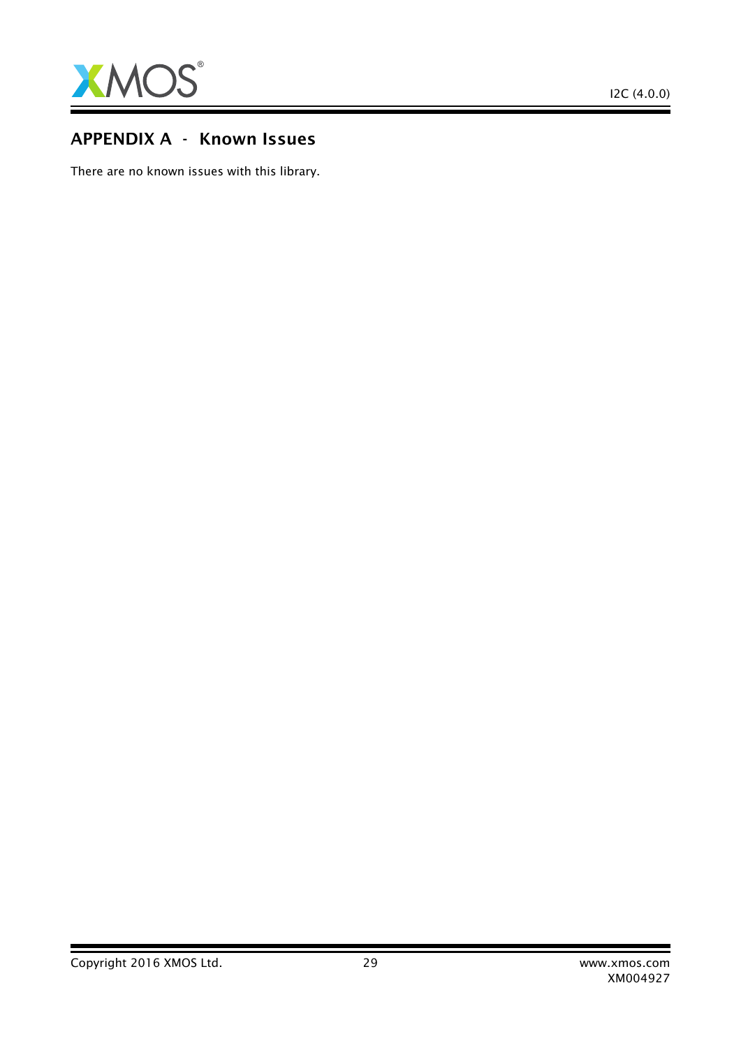## APPENDIX A - Known Issues

There are no known issues with this library.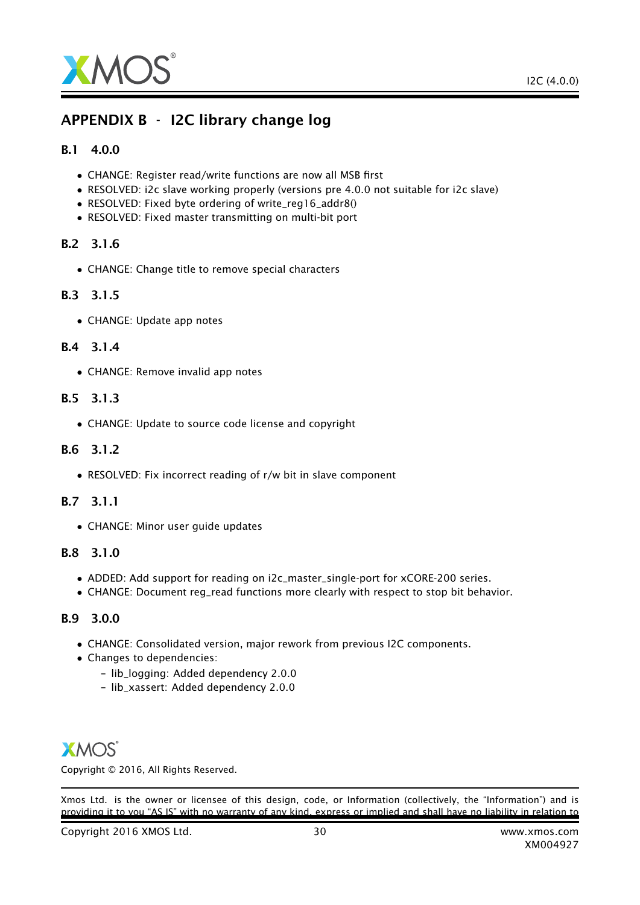# APPENDIX B - I2C library change log

## B.1 4.0.0

- CHANGE: Register read/write functions are now all MSB first
- RESOLVED: i2c slave working properly (versions pre 4.0.0 not suitable for i2c slave)
- RESOLVED: Fixed byte ordering of write_reg16_addr8()
- RESOLVED: Fixed master transmitting on multi-bit port

## B.2 3.1.6

- CHANGE: Change title to remove special characters

## B.3 3.1.5

- CHANGE: Update app notes

## B.4 3.1.4

- CHANGE: Remove invalid app notes

## B.5 3.1.3

- CHANGE: Update to source code license and copyright

## B.6 3.1.2

- RESOLVED: Fix incorrect reading of r/w bit in slave component

## B.7 3.1.1

- CHANGE: Minor user guide updates

## B.8 3.1.0

- ADDED: Add support for reading on i2c_master_single-port for xCORE-200 series.
- CHANGE: Document reg_read functions more clearly with respect to stop bit behavior.

## B.9 3.0.0

- CHANGE: Consolidated version, major rework from previous I2C components.
- Changes to dependencies:
  - lib_logging: Added dependency 2.0.0
  - lib_xassert: Added dependency 2.0.0

Copyright © 2016, All Rights Reserved.

Xmos Ltd. is the owner or licensee of this design, code, or Information (collectively, the "Information") and is providing it to you "AS IS" with no warranty of any kind, express or implied and shall have no liability in relation to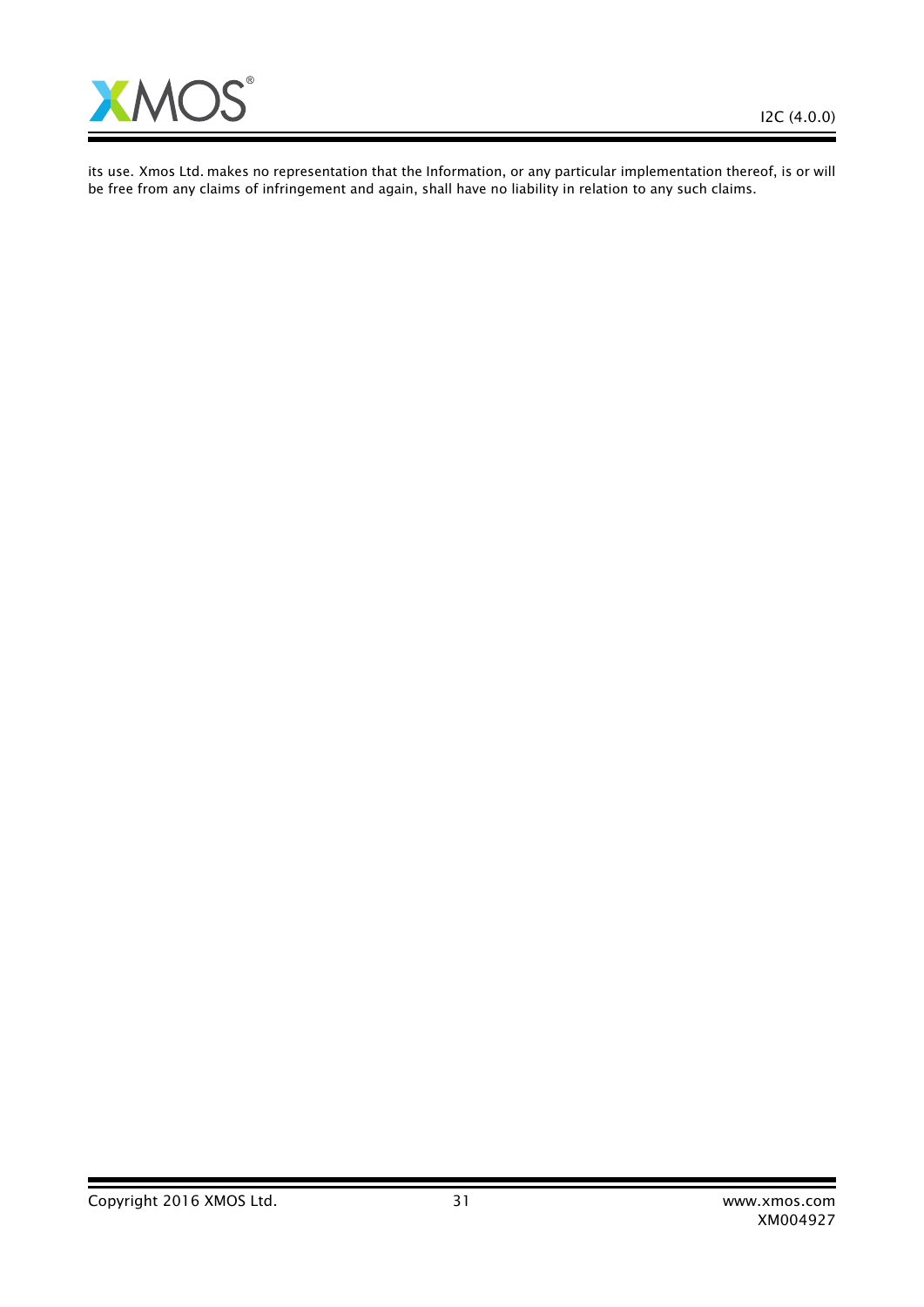its use. Xmos Ltd. makes no representation that the Information, or any particular implementation thereof, is or will be free from any claims of infringement and again, shall have no liability in relation to any such claims.